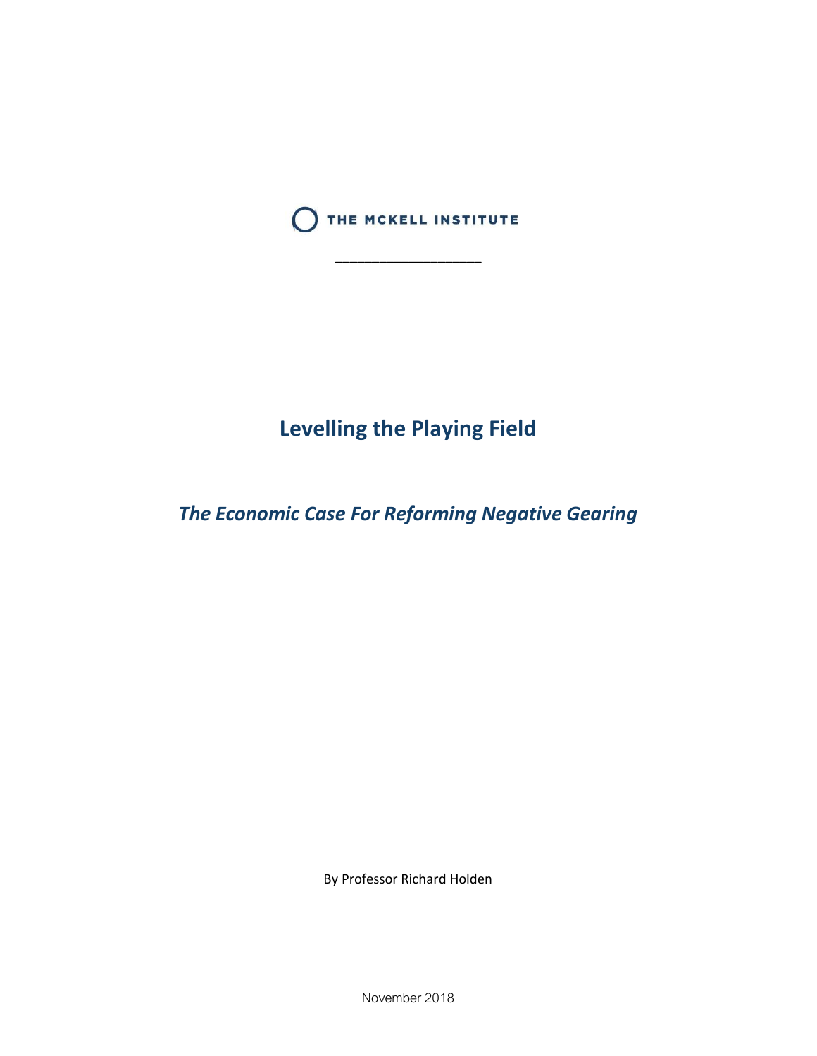THE MCKELL INSTITUTE

---

# Levelling the Playing Field

## *The Economic Case For Reforming Negative Gearing*

By Professor Richard Holden

November 2018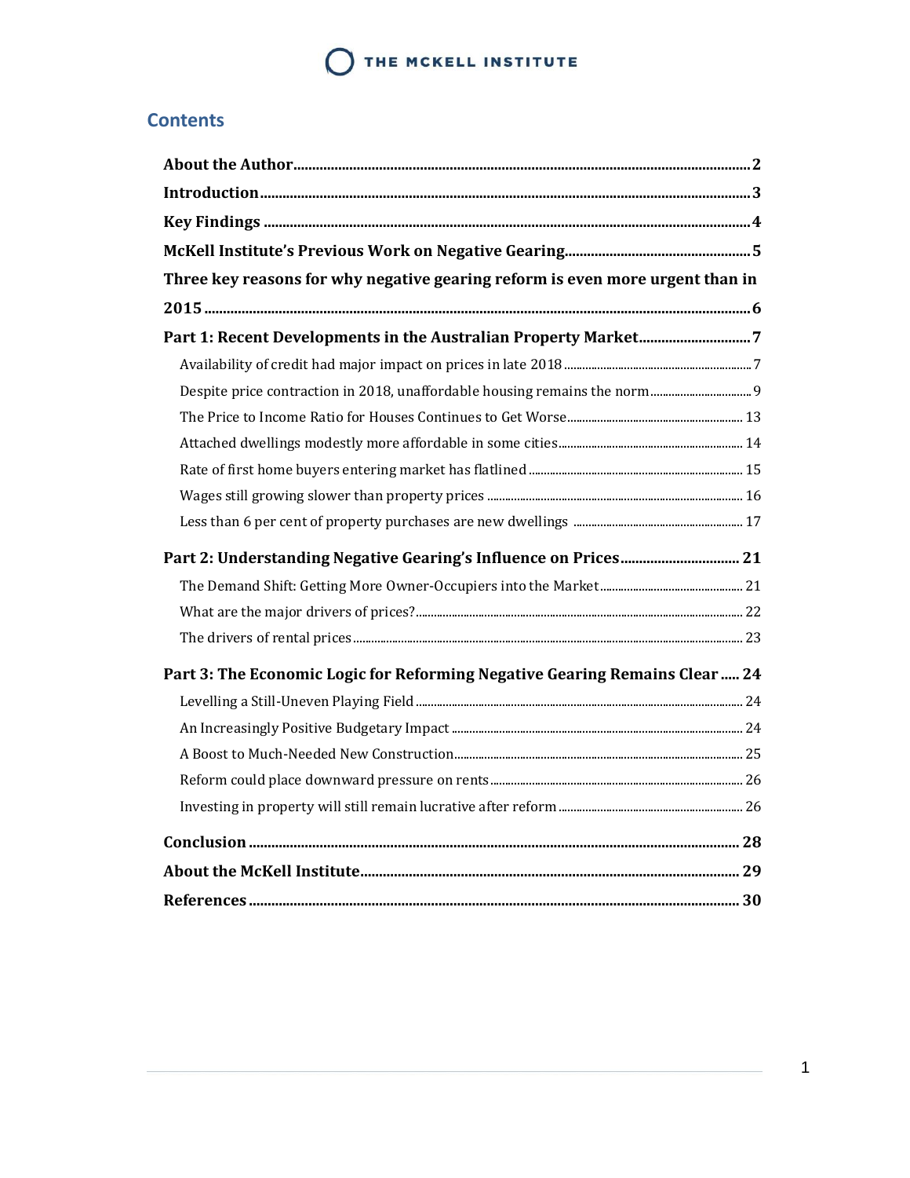## Contents

**About the Author** ... **2**

**Introduction** ... **3**

**Key Findings** ... **4**

**McKell Institute's Previous Work on Negative Gearing** ... **5**

**Three key reasons for why negative gearing reform is even more urgent than in 2015** ... **6**

**Part 1: Recent Developments in the Australian Property Market** ... **7**

- Availability of credit had major impact on prices in late 2018 ... 7
- Despite price contraction in 2018, unaffordable housing remains the norm ... 9
- The Price to Income Ratio for Houses Continues to Get Worse ... 13
- Attached dwellings modestly more affordable in some cities ... 14
- Rate of first home buyers entering market has flatlined ... 15
- Wages still growing slower than property prices ... 16
- Less than 6 per cent of property purchases are new dwellings ... 17

**Part 2: Understanding Negative Gearing's Influence on Prices** ... **21**

- The Demand Shift: Getting More Owner-Occupiers into the Market ... 21
- What are the major drivers of prices? ... 22
- The drivers of rental prices ... 23

**Part 3: The Economic Logic for Reforming Negative Gearing Remains Clear** ... **24**

- Levelling a Still-Uneven Playing Field ... 24
- An Increasingly Positive Budgetary Impact ... 24
- A Boost to Much-Needed New Construction ... 25
- Reform could place downward pressure on rents ... 26
- Investing in property will still remain lucrative after reform ... 26

**Conclusion** ... **28**

**About the McKell Institute** ... **29**

**References** ... **30**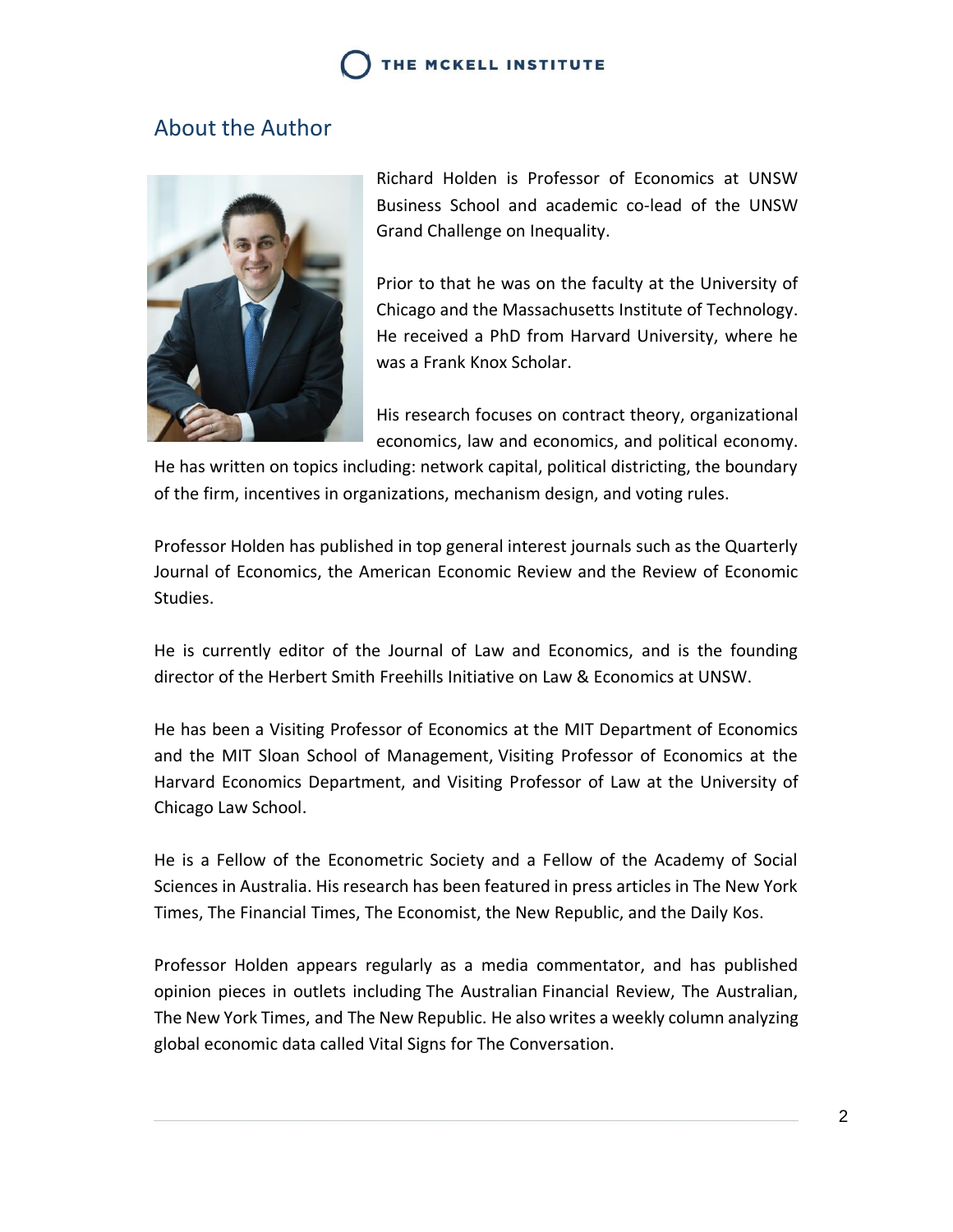## About the Author

Richard Holden is Professor of Economics at UNSW Business School and academic co-lead of the UNSW Grand Challenge on Inequality.

Prior to that he was on the faculty at the University of Chicago and the Massachusetts Institute of Technology. He received a PhD from Harvard University, where he was a Frank Knox Scholar.

His research focuses on contract theory, organizational economics, law and economics, and political economy. He has written on topics including: network capital, political districting, the boundary of the firm, incentives in organizations, mechanism design, and voting rules.

Professor Holden has published in top general interest journals such as the Quarterly Journal of Economics, the American Economic Review and the Review of Economic Studies.

He is currently editor of the Journal of Law and Economics, and is the founding director of the Herbert Smith Freehills Initiative on Law & Economics at UNSW.

He has been a Visiting Professor of Economics at the MIT Department of Economics and the MIT Sloan School of Management, Visiting Professor of Economics at the Harvard Economics Department, and Visiting Professor of Law at the University of Chicago Law School.

He is a Fellow of the Econometric Society and a Fellow of the Academy of Social Sciences in Australia. His research has been featured in press articles in The New York Times, The Financial Times, The Economist, the New Republic, and the Daily Kos.

Professor Holden appears regularly as a media commentator, and has published opinion pieces in outlets including The Australian Financial Review, The Australian, The New York Times, and The New Republic. He also writes a weekly column analyzing global economic data called Vital Signs for The Conversation.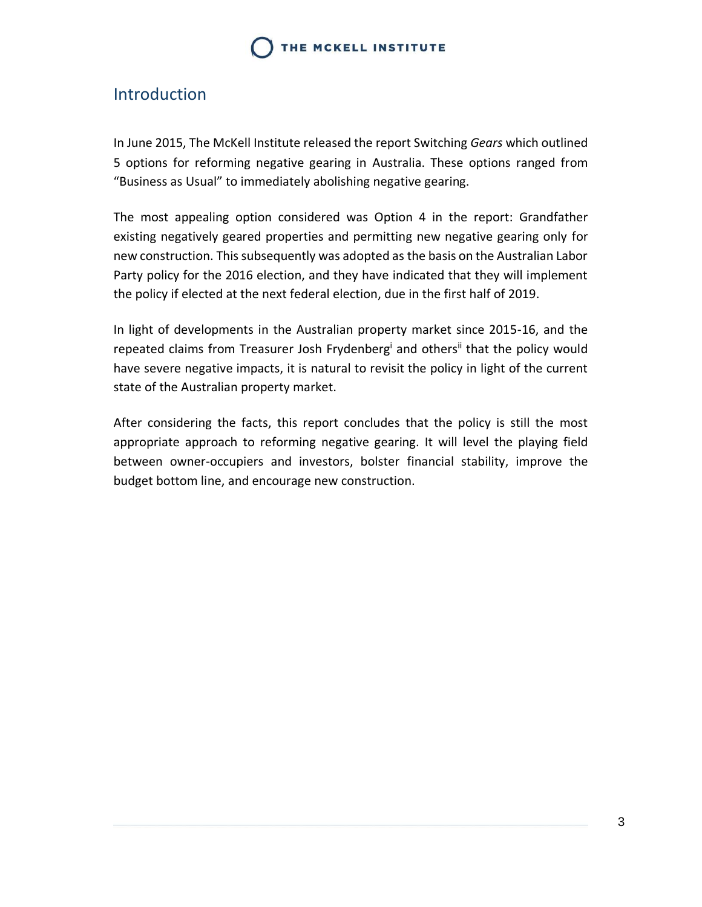## Introduction

In June 2015, The McKell Institute released the report Switching *Gears* which outlined 5 options for reforming negative gearing in Australia. These options ranged from "Business as Usual" to immediately abolishing negative gearing.

The most appealing option considered was Option 4 in the report: Grandfather existing negatively geared properties and permitting new negative gearing only for new construction. This subsequently was adopted as the basis on the Australian Labor Party policy for the 2016 election, and they have indicated that they will implement the policy if elected at the next federal election, due in the first half of 2019.

In light of developments in the Australian property market since 2015-16, and the repeated claims from Treasurer Josh Frydenberg[i] and others[ii] that the policy would have severe negative impacts, it is natural to revisit the policy in light of the current state of the Australian property market.

After considering the facts, this report concludes that the policy is still the most appropriate approach to reforming negative gearing. It will level the playing field between owner-occupiers and investors, bolster financial stability, improve the budget bottom line, and encourage new construction.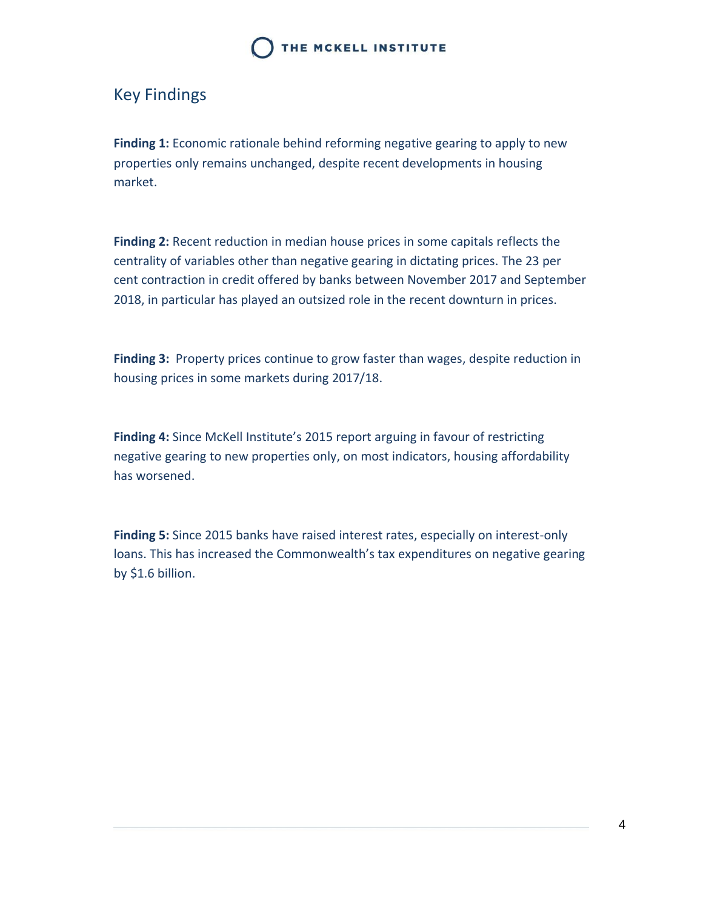## Key Findings

**Finding 1:** Economic rationale behind reforming negative gearing to apply to new properties only remains unchanged, despite recent developments in housing market.

**Finding 2:** Recent reduction in median house prices in some capitals reflects the centrality of variables other than negative gearing in dictating prices. The 23 per cent contraction in credit offered by banks between November 2017 and September 2018, in particular has played an outsized role in the recent downturn in prices.

**Finding 3:** Property prices continue to grow faster than wages, despite reduction in housing prices in some markets during 2017/18.

**Finding 4:** Since McKell Institute's 2015 report arguing in favour of restricting negative gearing to new properties only, on most indicators, housing affordability has worsened.

**Finding 5:** Since 2015 banks have raised interest rates, especially on interest-only loans. This has increased the Commonwealth's tax expenditures on negative gearing by $1.6 billion.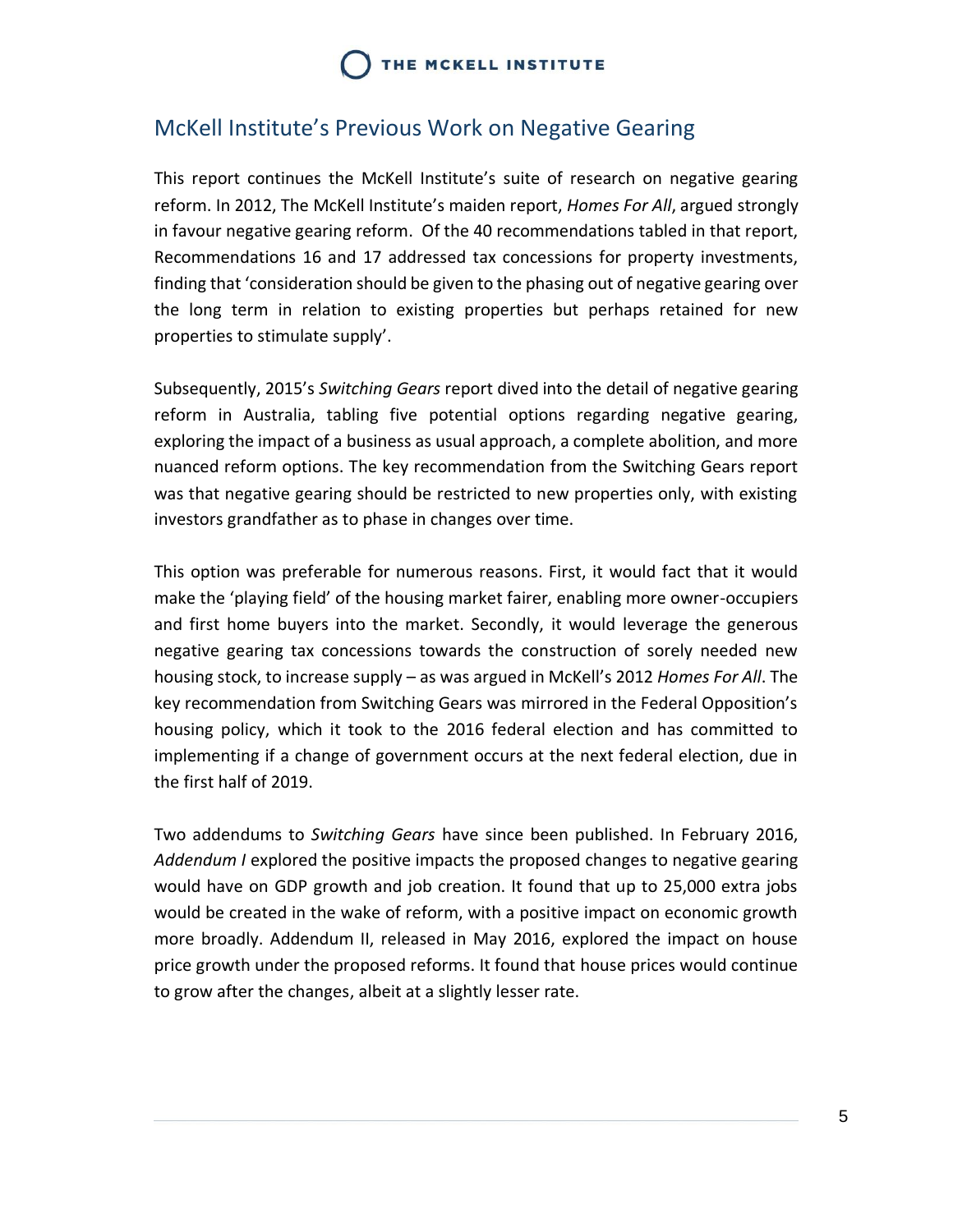## McKell Institute's Previous Work on Negative Gearing

This report continues the McKell Institute's suite of research on negative gearing reform. In 2012, The McKell Institute's maiden report, *Homes For All*, argued strongly in favour negative gearing reform. Of the 40 recommendations tabled in that report, Recommendations 16 and 17 addressed tax concessions for property investments, finding that 'consideration should be given to the phasing out of negative gearing over the long term in relation to existing properties but perhaps retained for new properties to stimulate supply'.

Subsequently, 2015's *Switching Gears* report dived into the detail of negative gearing reform in Australia, tabling five potential options regarding negative gearing, exploring the impact of a business as usual approach, a complete abolition, and more nuanced reform options. The key recommendation from the Switching Gears report was that negative gearing should be restricted to new properties only, with existing investors grandfather as to phase in changes over time.

This option was preferable for numerous reasons. First, it would fact that it would make the 'playing field' of the housing market fairer, enabling more owner-occupiers and first home buyers into the market. Secondly, it would leverage the generous negative gearing tax concessions towards the construction of sorely needed new housing stock, to increase supply – as was argued in McKell's 2012 *Homes For All*. The key recommendation from Switching Gears was mirrored in the Federal Opposition's housing policy, which it took to the 2016 federal election and has committed to implementing if a change of government occurs at the next federal election, due in the first half of 2019.

Two addendums to *Switching Gears* have since been published. In February 2016, *Addendum I* explored the positive impacts the proposed changes to negative gearing would have on GDP growth and job creation. It found that up to 25,000 extra jobs would be created in the wake of reform, with a positive impact on economic growth more broadly. Addendum II, released in May 2016, explored the impact on house price growth under the proposed reforms. It found that house prices would continue to grow after the changes, albeit at a slightly lesser rate.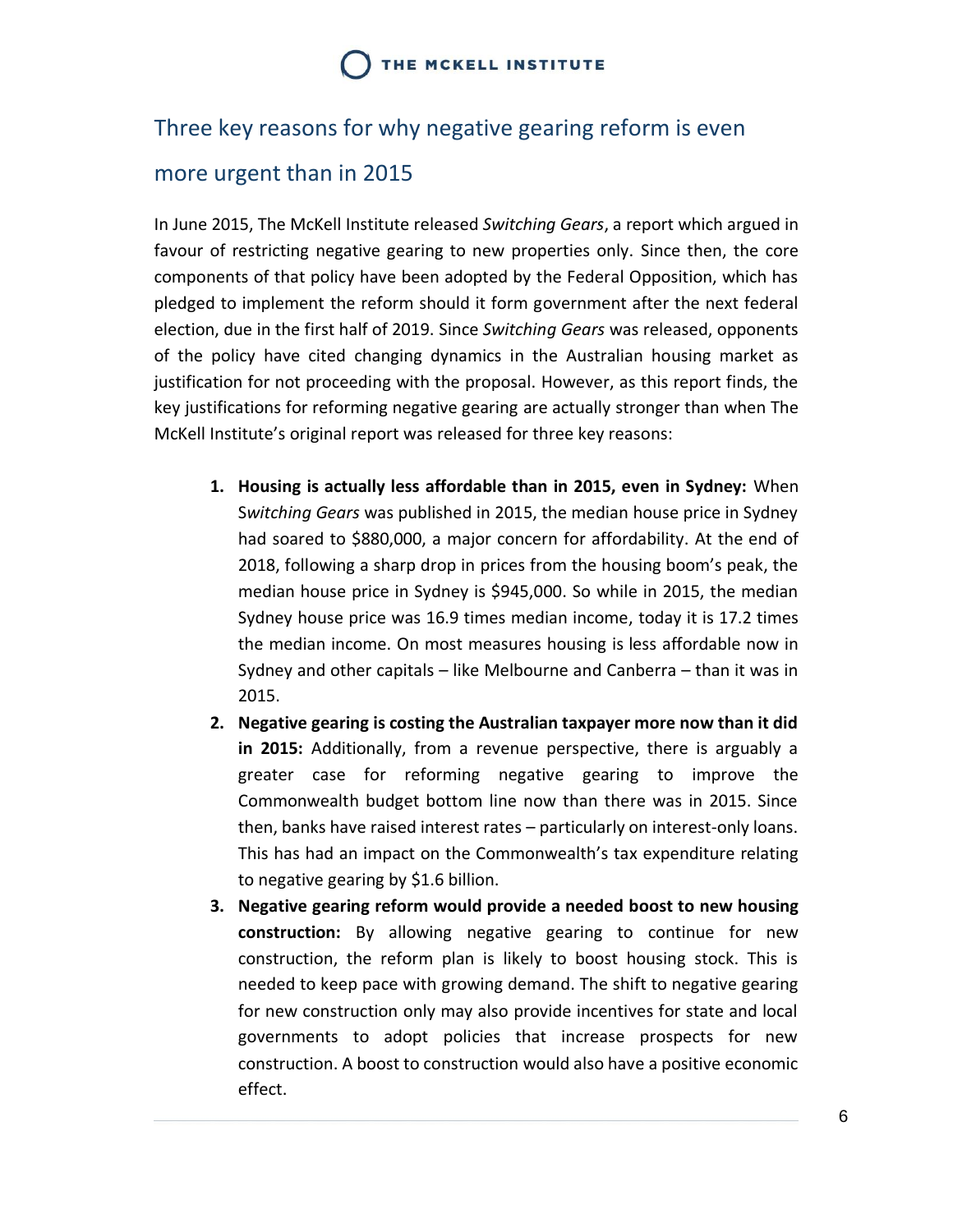## Three key reasons for why negative gearing reform is even more urgent than in 2015

In June 2015, The McKell Institute released *Switching Gears*, a report which argued in favour of restricting negative gearing to new properties only. Since then, the core components of that policy have been adopted by the Federal Opposition, which has pledged to implement the reform should it form government after the next federal election, due in the first half of 2019. Since *Switching Gears* was released, opponents of the policy have cited changing dynamics in the Australian housing market as justification for not proceeding with the proposal. However, as this report finds, the key justifications for reforming negative gearing are actually stronger than when The McKell Institute's original report was released for three key reasons:

1. **Housing is actually less affordable than in 2015, even in Sydney:** When S*witching Gears* was published in 2015, the median house price in Sydney had soared to $880,000, a major concern for affordability. At the end of 2018, following a sharp drop in prices from the housing boom's peak, the median house price in Sydney is $945,000. So while in 2015, the median Sydney house price was 16.9 times median income, today it is 17.2 times the median income. On most measures housing is less affordable now in Sydney and other capitals – like Melbourne and Canberra – than it was in 2015.
2. **Negative gearing is costing the Australian taxpayer more now than it did in 2015:** Additionally, from a revenue perspective, there is arguably a greater case for reforming negative gearing to improve the Commonwealth budget bottom line now than there was in 2015. Since then, banks have raised interest rates – particularly on interest-only loans. This has had an impact on the Commonwealth's tax expenditure relating to negative gearing by $1.6 billion.
3. **Negative gearing reform would provide a needed boost to new housing construction:** By allowing negative gearing to continue for new construction, the reform plan is likely to boost housing stock. This is needed to keep pace with growing demand. The shift to negative gearing for new construction only may also provide incentives for state and local governments to adopt policies that increase prospects for new construction. A boost to construction would also have a positive economic effect.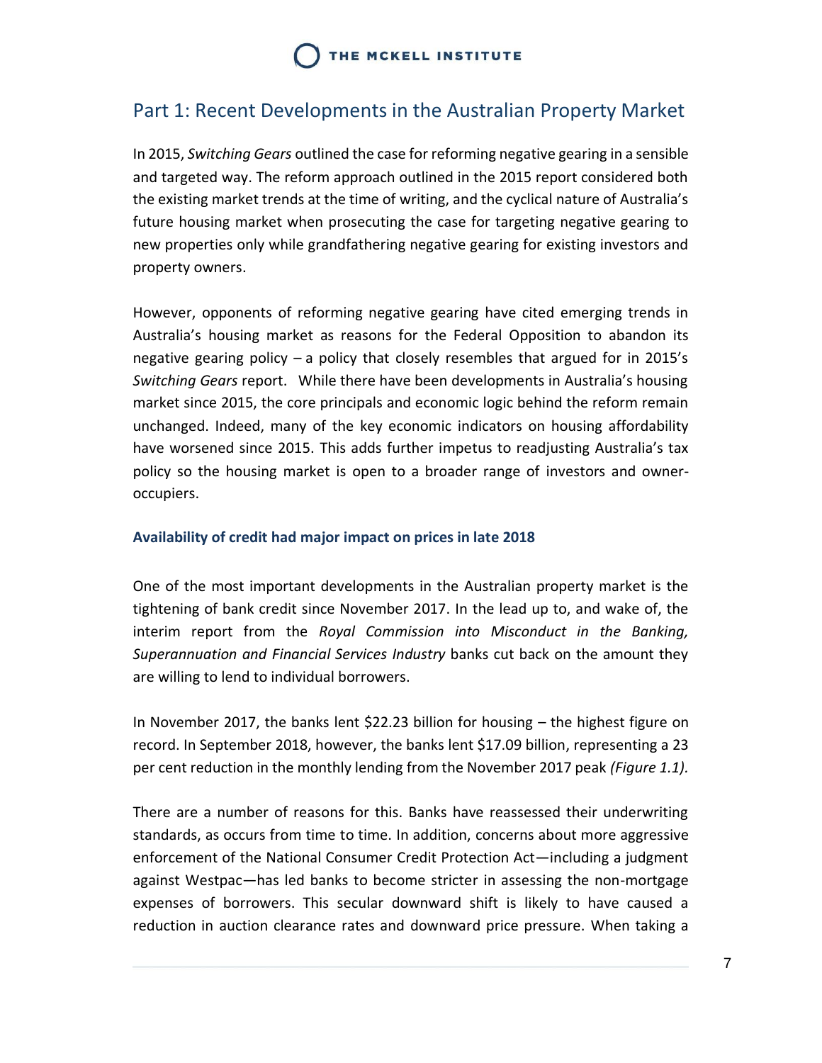## Part 1: Recent Developments in the Australian Property Market

In 2015, *Switching Gears* outlined the case for reforming negative gearing in a sensible and targeted way. The reform approach outlined in the 2015 report considered both the existing market trends at the time of writing, and the cyclical nature of Australia's future housing market when prosecuting the case for targeting negative gearing to new properties only while grandfathering negative gearing for existing investors and property owners.

However, opponents of reforming negative gearing have cited emerging trends in Australia's housing market as reasons for the Federal Opposition to abandon its negative gearing policy – a policy that closely resembles that argued for in 2015's *Switching Gears* report. While there have been developments in Australia's housing market since 2015, the core principals and economic logic behind the reform remain unchanged. Indeed, many of the key economic indicators on housing affordability have worsened since 2015. This adds further impetus to readjusting Australia's tax policy so the housing market is open to a broader range of investors and owner-occupiers.

### Availability of credit had major impact on prices in late 2018

One of the most important developments in the Australian property market is the tightening of bank credit since November 2017. In the lead up to, and wake of, the interim report from the *Royal Commission into Misconduct in the Banking, Superannuation and Financial Services Industry* banks cut back on the amount they are willing to lend to individual borrowers.

In November 2017, the banks lent $22.23 billion for housing – the highest figure on record. In September 2018, however, the banks lent $17.09 billion, representing a 23 per cent reduction in the monthly lending from the November 2017 peak *(Figure 1.1).*

There are a number of reasons for this. Banks have reassessed their underwriting standards, as occurs from time to time. In addition, concerns about more aggressive enforcement of the National Consumer Credit Protection Act—including a judgment against Westpac—has led banks to become stricter in assessing the non-mortgage expenses of borrowers. This secular downward shift is likely to have caused a reduction in auction clearance rates and downward price pressure. When taking a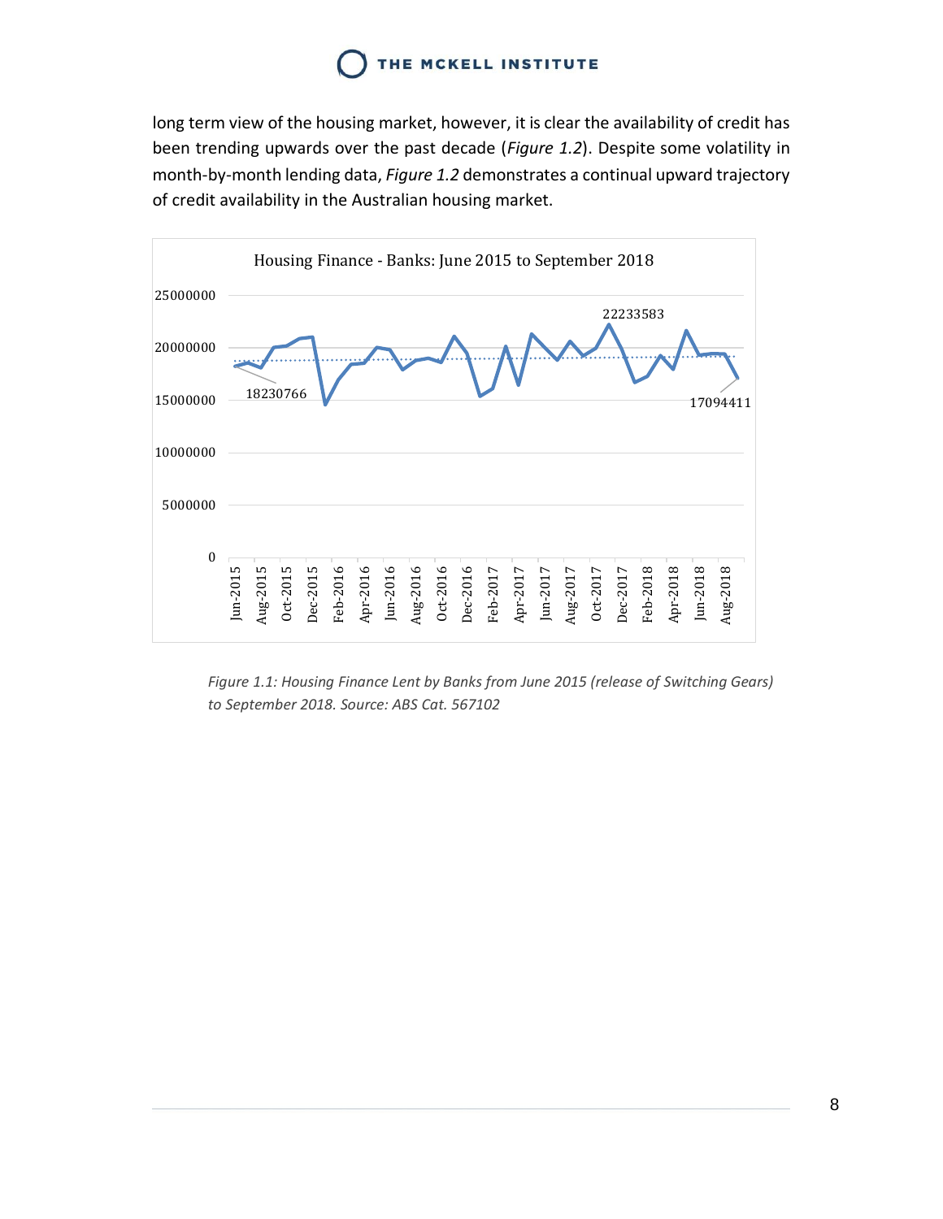long term view of the housing market, however, it is clear the availability of credit has been trending upwards over the past decade (*Figure 1.2*). Despite some volatility in month-by-month lending data, *Figure 1.2* demonstrates a continual upward trajectory of credit availability in the Australian housing market.

*Figure 1.1: Housing Finance Lent by Banks from June 2015 (release of Switching Gears) to September 2018. Source: ABS Cat. 567102*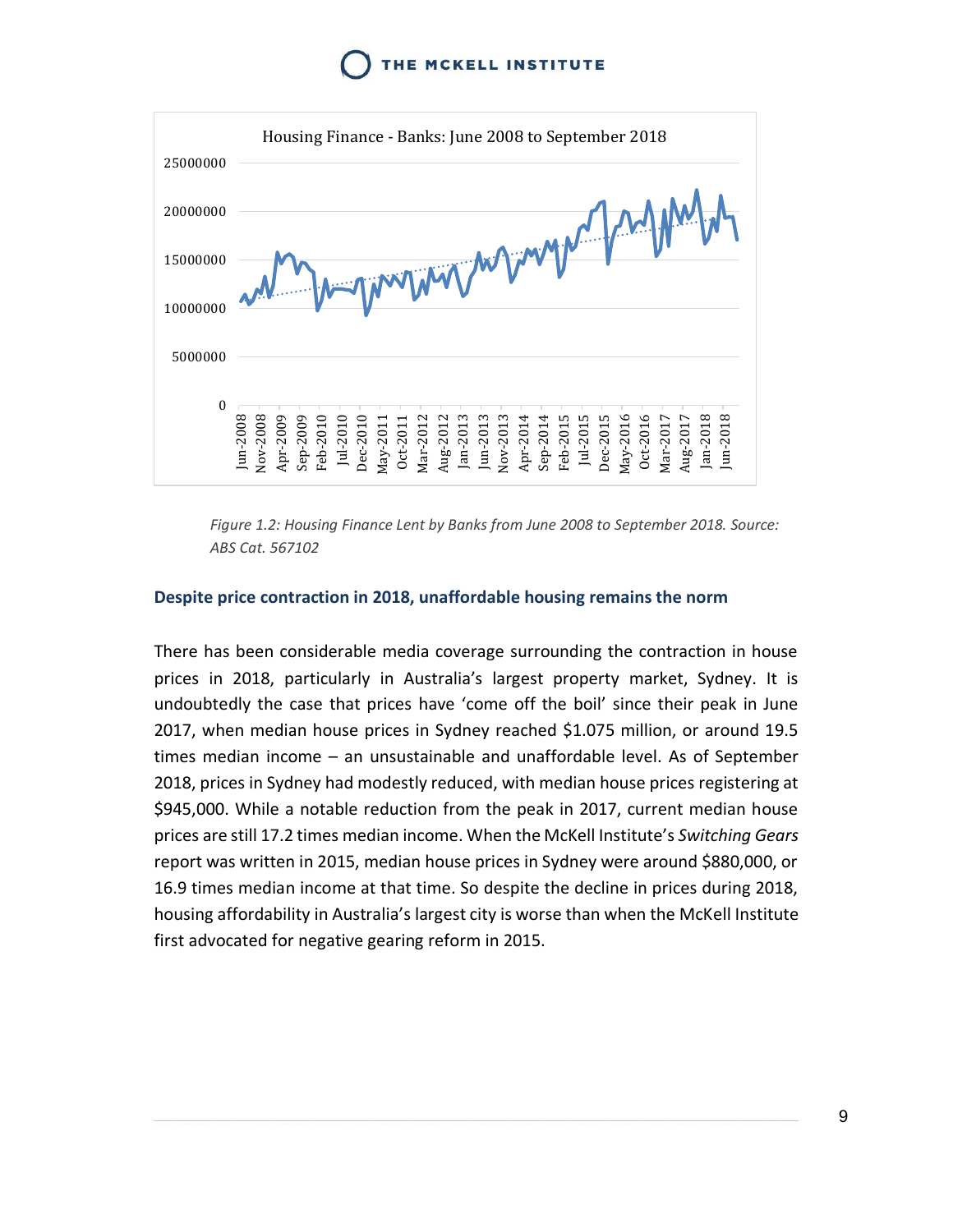Figure 1.2: *Housing Finance Lent by Banks from June 2008 to September 2018. Source: ABS Cat. 567102*

## Despite price contraction in 2018, unaffordable housing remains the norm

There has been considerable media coverage surrounding the contraction in house prices in 2018, particularly in Australia's largest property market, Sydney. It is undoubtedly the case that prices have 'come off the boil' since their peak in June 2017, when median house prices in Sydney reached $1.075 million, or around 19.5 times median income – an unsustainable and unaffordable level. As of September 2018, prices in Sydney had modestly reduced, with median house prices registering at $945,000. While a notable reduction from the peak in 2017, current median house prices are still 17.2 times median income. When the McKell Institute's *Switching Gears* report was written in 2015, median house prices in Sydney were around $880,000, or 16.9 times median income at that time. So despite the decline in prices during 2018, housing affordability in Australia's largest city is worse than when the McKell Institute first advocated for negative gearing reform in 2015.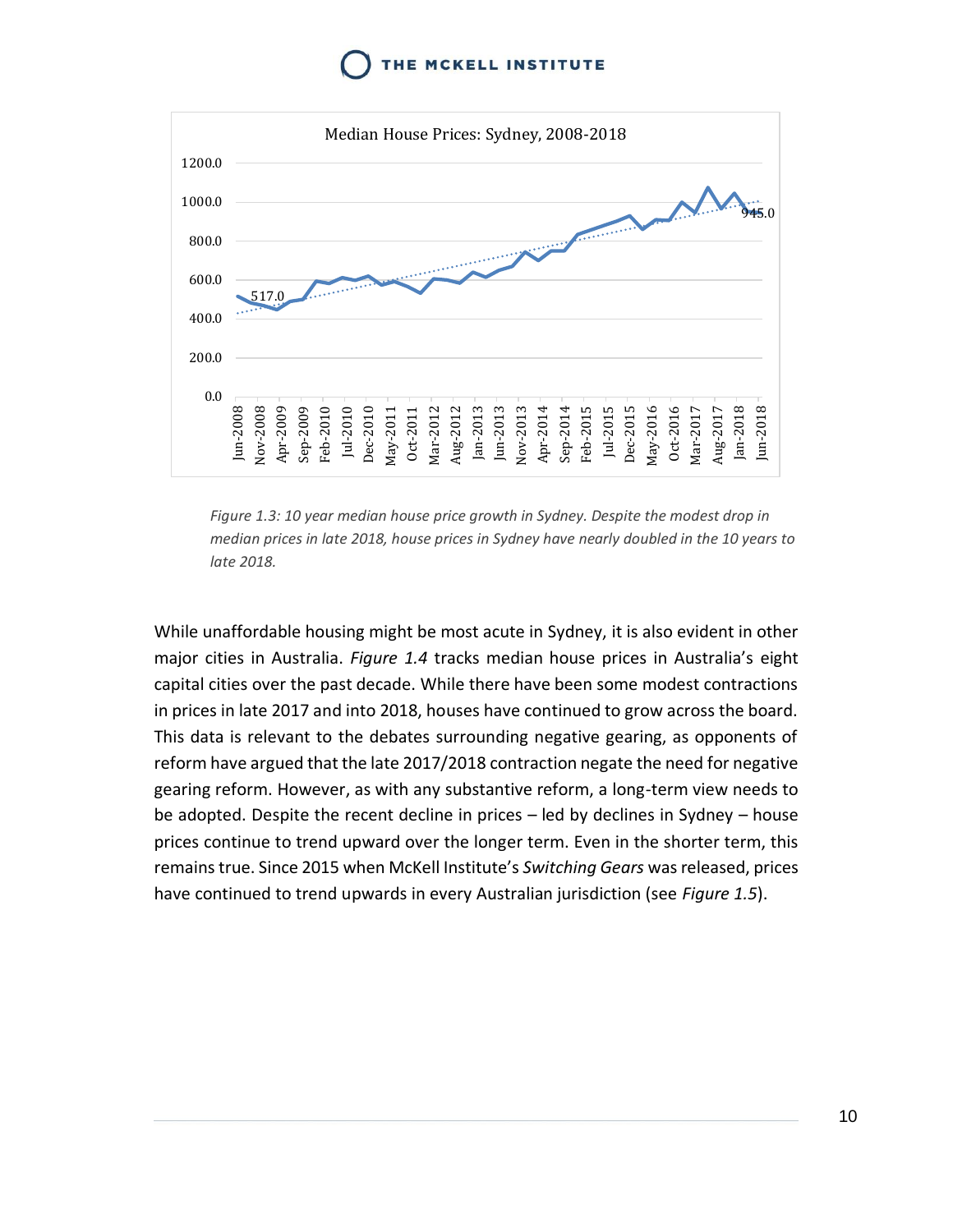Median House Prices: Sydney, 2008-2018

*Figure 1.3: 10 year median house price growth in Sydney. Despite the modest drop in median prices in late 2018, house prices in Sydney have nearly doubled in the 10 years to late 2018.*

While unaffordable housing might be most acute in Sydney, it is also evident in other major cities in Australia. *Figure 1.4* tracks median house prices in Australia's eight capital cities over the past decade. While there have been some modest contractions in prices in late 2017 and into 2018, houses have continued to grow across the board. This data is relevant to the debates surrounding negative gearing, as opponents of reform have argued that the late 2017/2018 contraction negate the need for negative gearing reform. However, as with any substantive reform, a long-term view needs to be adopted. Despite the recent decline in prices – led by declines in Sydney – house prices continue to trend upward over the longer term. Even in the shorter term, this remains true. Since 2015 when McKell Institute's *Switching Gears* was released, prices have continued to trend upwards in every Australian jurisdiction (see *Figure 1.5*).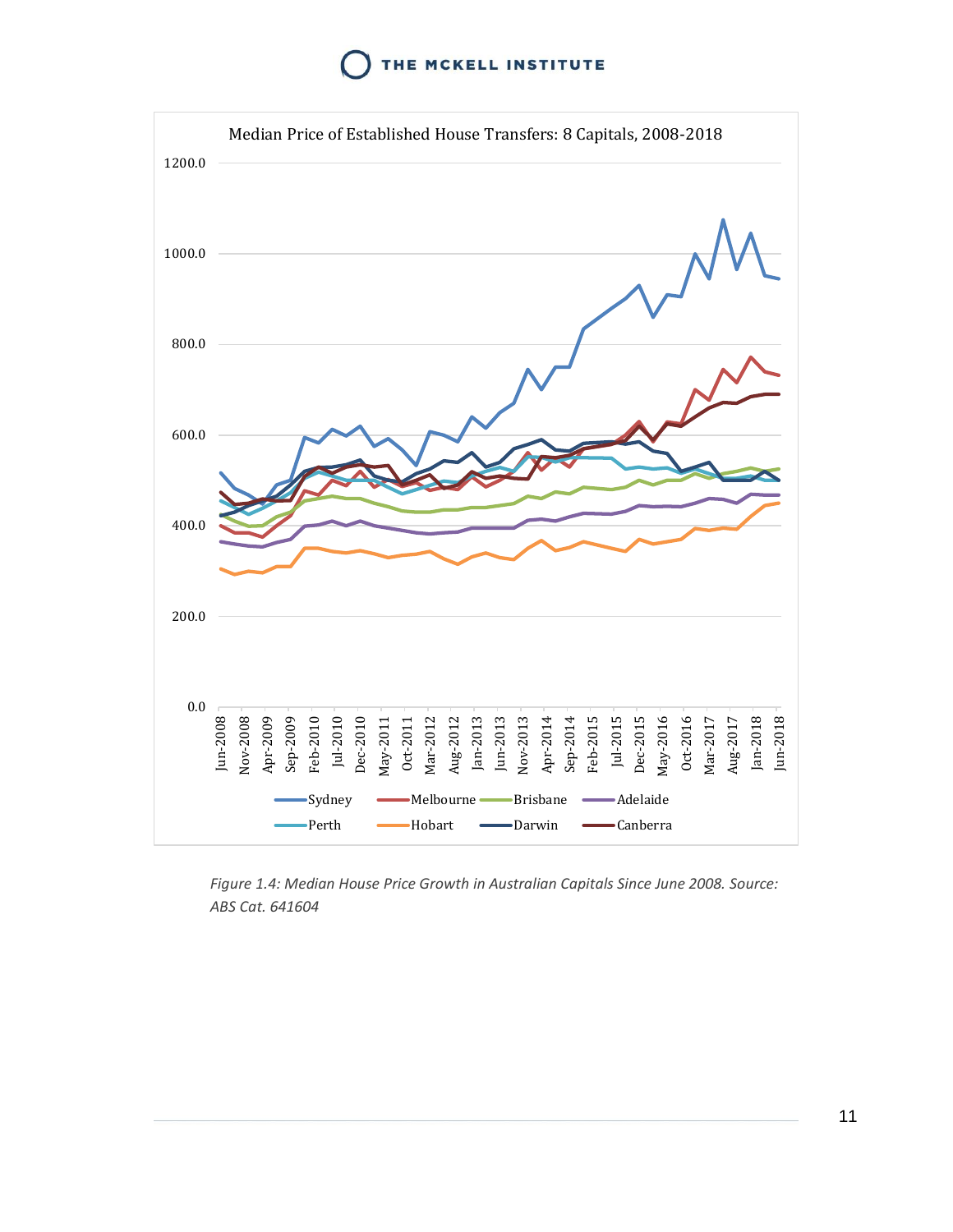Median Price of Established House Transfers: 8 Capitals, 2008-2018

*Figure 1.4: Median House Price Growth in Australian Capitals Since June 2008. Source: ABS Cat. 641604*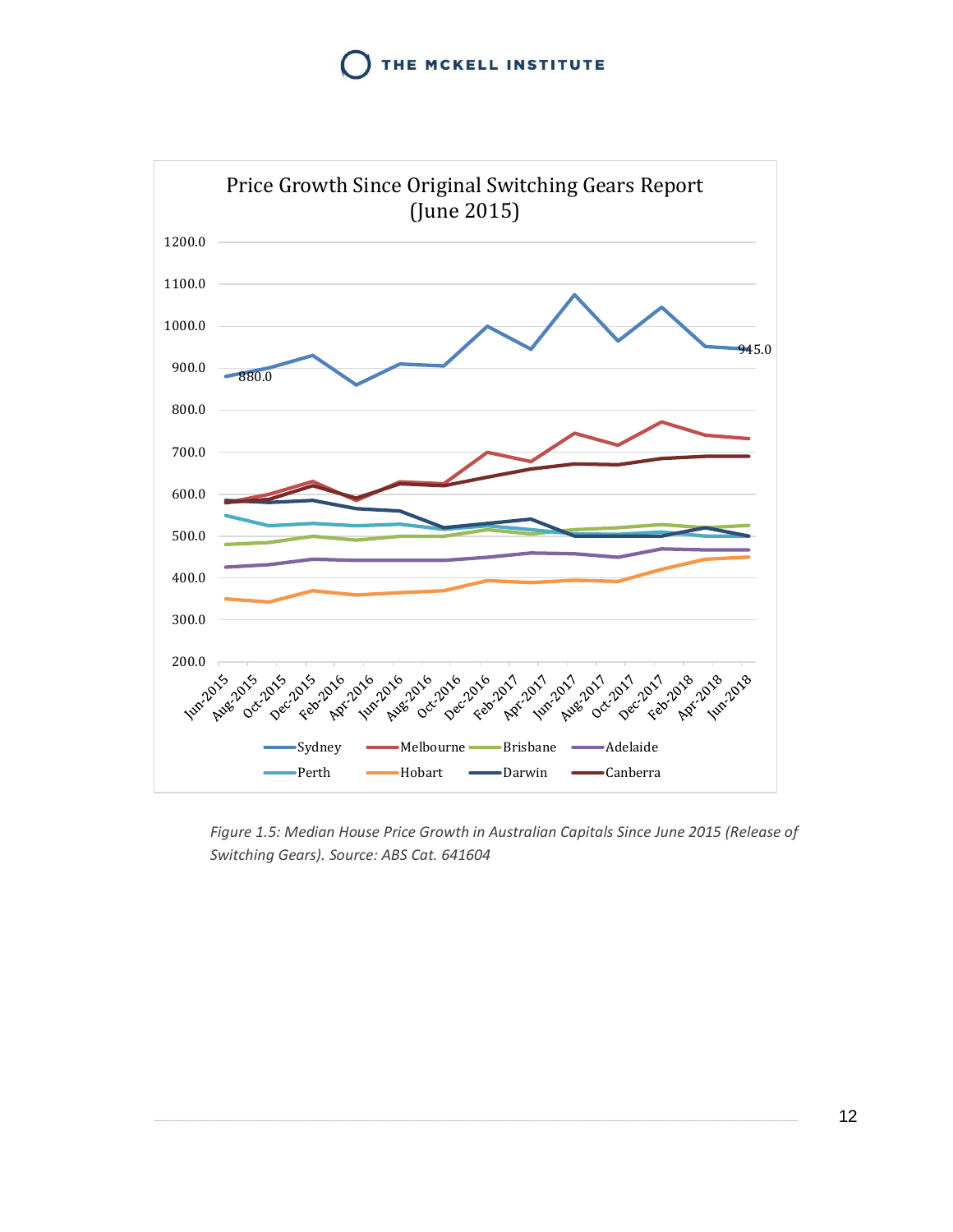*Figure 1.5: Median House Price Growth in Australian Capitals Since June 2015 (Release of Switching Gears). Source: ABS Cat. 641604*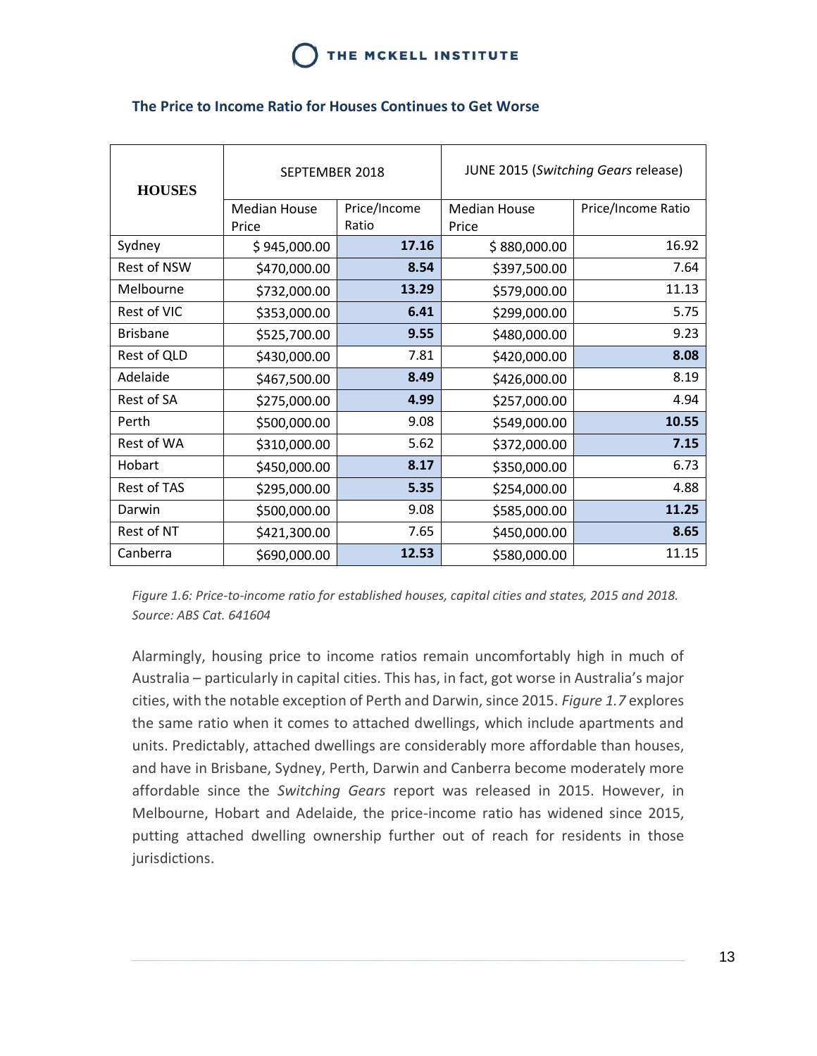### The Price to Income Ratio for Houses Continues to Get Worse

| HOUSES | SEPTEMBER 2018 | | JUNE 2015 (*Switching Gears* release) | |
|---|---|---|---|---|
| | Median House Price | Price/Income Ratio | Median House Price | Price/Income Ratio |
| Sydney | $ 945,000.00 | **17.16** | $ 880,000.00 | 16.92 |
| Rest of NSW | $470,000.00 | **8.54** | $397,500.00 | 7.64 |
| Melbourne | $732,000.00 | **13.29** | $579,000.00 | 11.13 |
| Rest of VIC | $353,000.00 | **6.41** | $299,000.00 | 5.75 |
| Brisbane | $525,700.00 | **9.55** | $480,000.00 | 9.23 |
| Rest of QLD | $430,000.00 | 7.81 | $420,000.00 | **8.08** |
| Adelaide | $467,500.00 | **8.49** | $426,000.00 | 8.19 |
| Rest of SA | $275,000.00 | **4.99** | $257,000.00 | 4.94 |
| Perth | $500,000.00 | 9.08 | $549,000.00 | **10.55** |
| Rest of WA | $310,000.00 | 5.62 | $372,000.00 | **7.15** |
| Hobart | $450,000.00 | **8.17** | $350,000.00 | 6.73 |
| Rest of TAS | $295,000.00 | **5.35** | $254,000.00 | 4.88 |
| Darwin | $500,000.00 | 9.08 | $585,000.00 | **11.25** |
| Rest of NT | $421,300.00 | 7.65 | $450,000.00 | **8.65** |
| Canberra | $690,000.00 | **12.53** | $580,000.00 | 11.15 |

*Figure 1.6: Price-to-income ratio for established houses, capital cities and states, 2015 and 2018. Source: ABS Cat. 641604*

Alarmingly, housing price to income ratios remain uncomfortably high in much of Australia – particularly in capital cities. This has, in fact, got worse in Australia's major cities, with the notable exception of Perth and Darwin, since 2015. *Figure 1.7* explores the same ratio when it comes to attached dwellings, which include apartments and units. Predictably, attached dwellings are considerably more affordable than houses, and have in Brisbane, Sydney, Perth, Darwin and Canberra become moderately more affordable since the *Switching Gears* report was released in 2015. However, in Melbourne, Hobart and Adelaide, the price-income ratio has widened since 2015, putting attached dwelling ownership further out of reach for residents in those jurisdictions.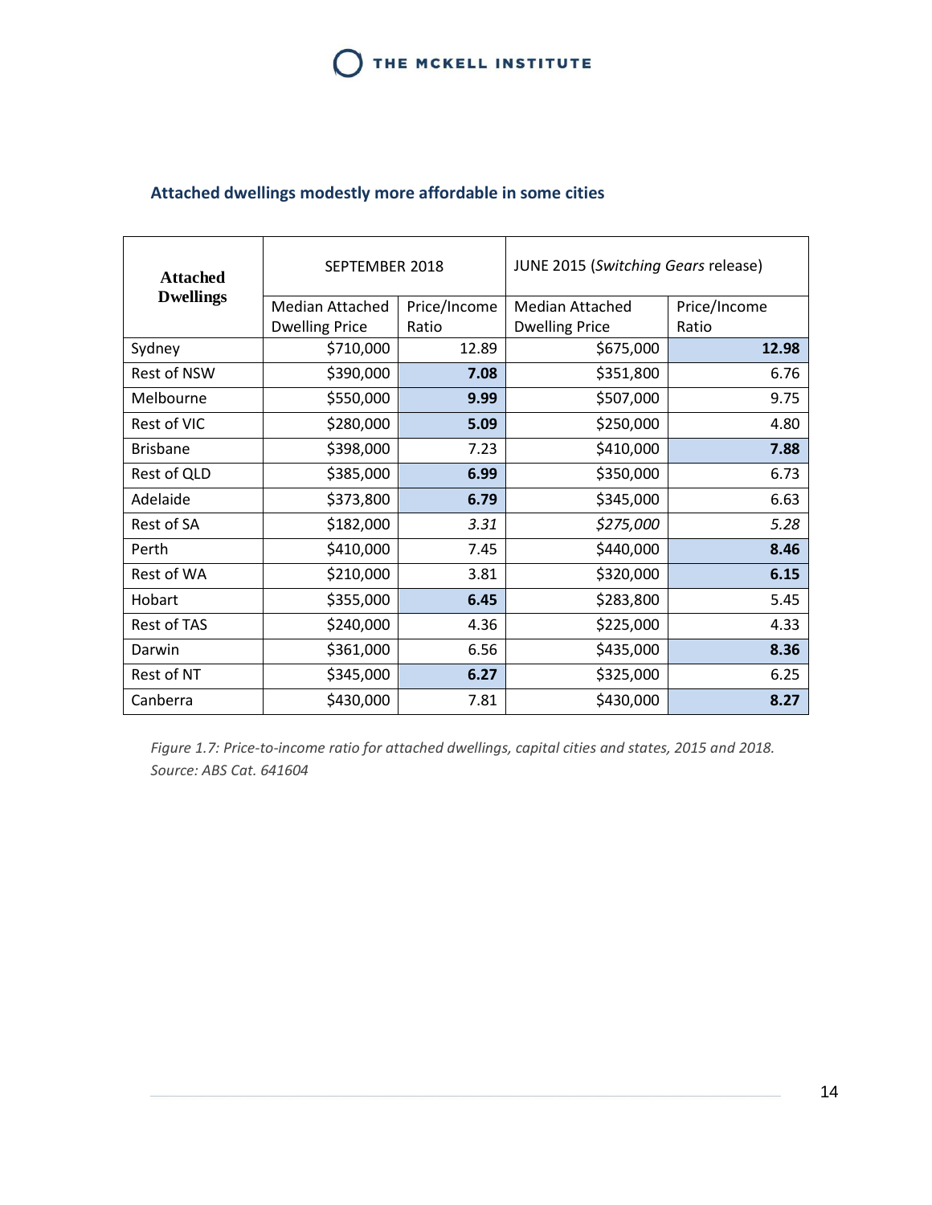## Attached dwellings modestly more affordable in some cities

| Attached Dwellings | SEPTEMBER 2018 | | JUNE 2015 (*Switching Gears* release) | |
|---|---|---|---|---|
| | Median Attached Dwelling Price | Price/Income Ratio | Median Attached Dwelling Price | Price/Income Ratio |
| Sydney | $710,000 | 12.89 | $675,000 | **12.98** |
| Rest of NSW | $390,000 | **7.08** | $351,800 | 6.76 |
| Melbourne | $550,000 | **9.99** | $507,000 | 9.75 |
| Rest of VIC | $280,000 | **5.09** | $250,000 | 4.80 |
| Brisbane | $398,000 | 7.23 | $410,000 | **7.88** |
| Rest of QLD | $385,000 | **6.99** | $350,000 | 6.73 |
| Adelaide | $373,800 | **6.79** | $345,000 | 6.63 |
| Rest of SA | $182,000 | *3.31* | *$275,000* | *5.28* |
| Perth | $410,000 | 7.45 | $440,000 | **8.46** |
| Rest of WA | $210,000 | 3.81 | $320,000 | **6.15** |
| Hobart | $355,000 | **6.45** | $283,800 | 5.45 |
| Rest of TAS | $240,000 | 4.36 | $225,000 | 4.33 |
| Darwin | $361,000 | 6.56 | $435,000 | **8.36** |
| Rest of NT | $345,000 | **6.27** | $325,000 | 6.25 |
| Canberra | $430,000 | 7.81 | $430,000 | **8.27** |

*Figure 1.7: Price-to-income ratio for attached dwellings, capital cities and states, 2015 and 2018. Source: ABS Cat. 641604*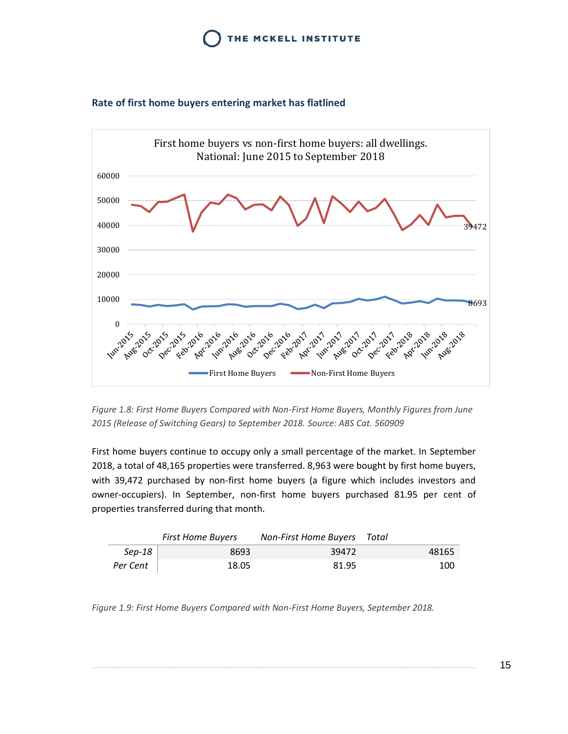### Rate of first home buyers entering market has flatlined

*Figure 1.8: First Home Buyers Compared with Non-First Home Buyers, Monthly Figures from June 2015 (Release of Switching Gears) to September 2018. Source: ABS Cat. 560909*

First home buyers continue to occupy only a small percentage of the market. In September 2018, a total of 48,165 properties were transferred. 8,963 were bought by first home buyers, with 39,472 purchased by non-first home buyers (a figure which includes investors and owner-occupiers). In September, non-first home buyers purchased 81.95 per cent of properties transferred during that month.

| | *First Home Buyers* | *Non-First Home Buyers* | *Total* |
|---|---|---|---|
| *Sep-18* | 8693 | 39472 | 48165 |
| *Per Cent* | 18.05 | 81.95 | 100 |

*Figure 1.9: First Home Buyers Compared with Non-First Home Buyers, September 2018.*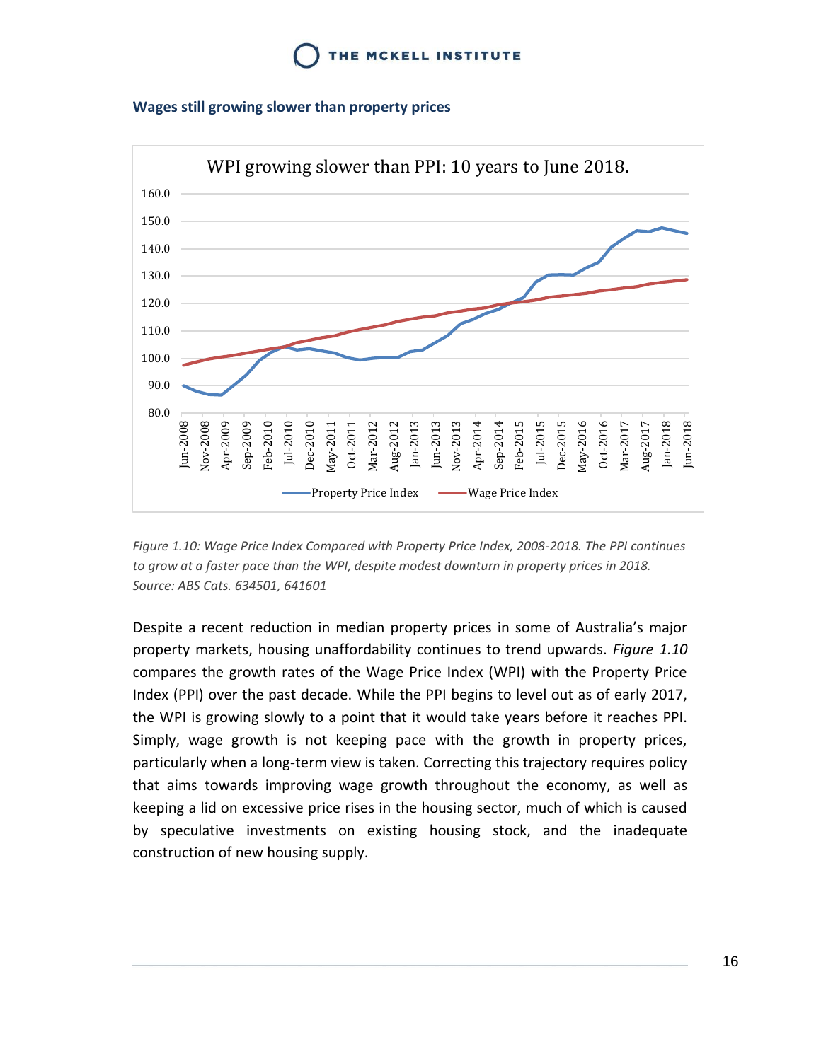## Wages still growing slower than property prices

*Figure 1.10: Wage Price Index Compared with Property Price Index, 2008-2018. The PPI continues to grow at a faster pace than the WPI, despite modest downturn in property prices in 2018. Source: ABS Cats. 634501, 641601*

Despite a recent reduction in median property prices in some of Australia's major property markets, housing unaffordability continues to trend upwards. *Figure 1.10* compares the growth rates of the Wage Price Index (WPI) with the Property Price Index (PPI) over the past decade. While the PPI begins to level out as of early 2017, the WPI is growing slowly to a point that it would take years before it reaches PPI. Simply, wage growth is not keeping pace with the growth in property prices, particularly when a long-term view is taken. Correcting this trajectory requires policy that aims towards improving wage growth throughout the economy, as well as keeping a lid on excessive price rises in the housing sector, much of which is caused by speculative investments on existing housing stock, and the inadequate construction of new housing supply.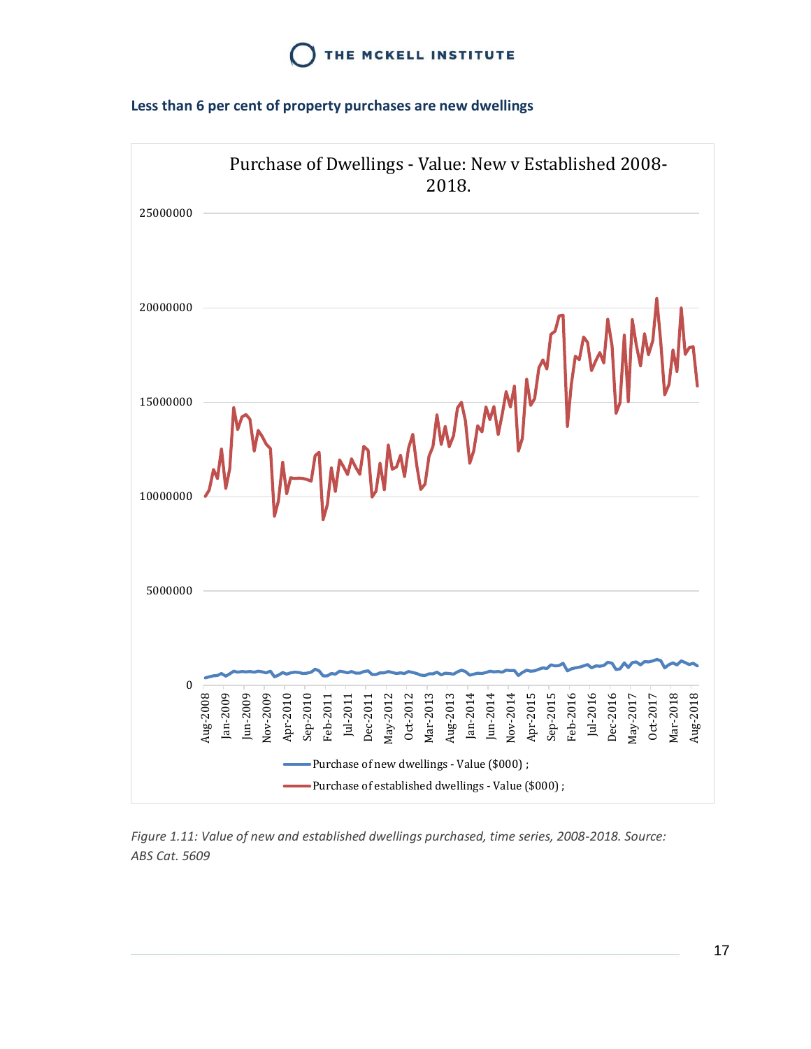### Less than 6 per cent of property purchases are new dwellings

*Figure 1.11: Value of new and established dwellings purchased, time series, 2008-2018. Source: ABS Cat. 5609*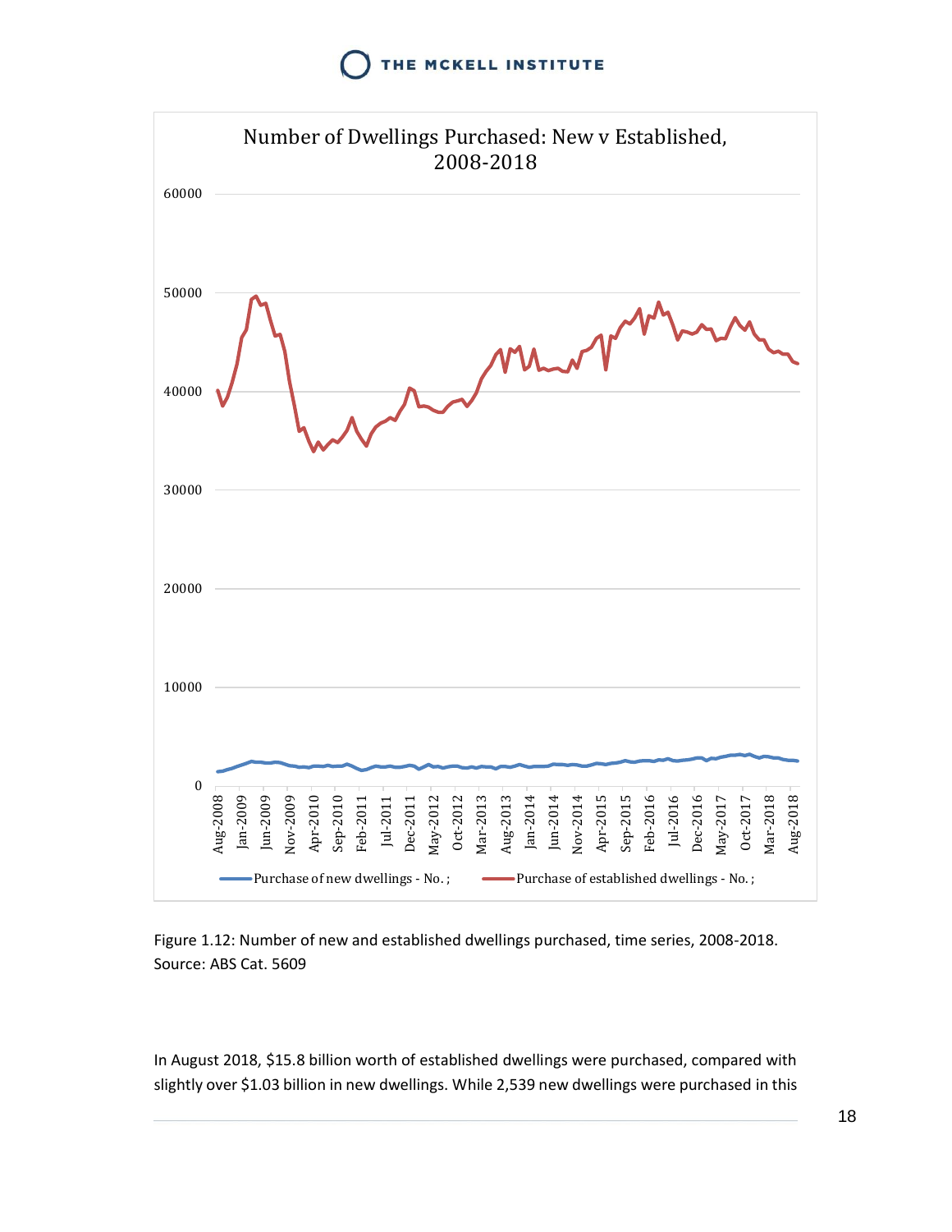Figure 1.12: Number of new and established dwellings purchased, time series, 2008-2018. Source: ABS Cat. 5609

In August 2018, $15.8 billion worth of established dwellings were purchased, compared with slightly over $1.03 billion in new dwellings. While 2,539 new dwellings were purchased in this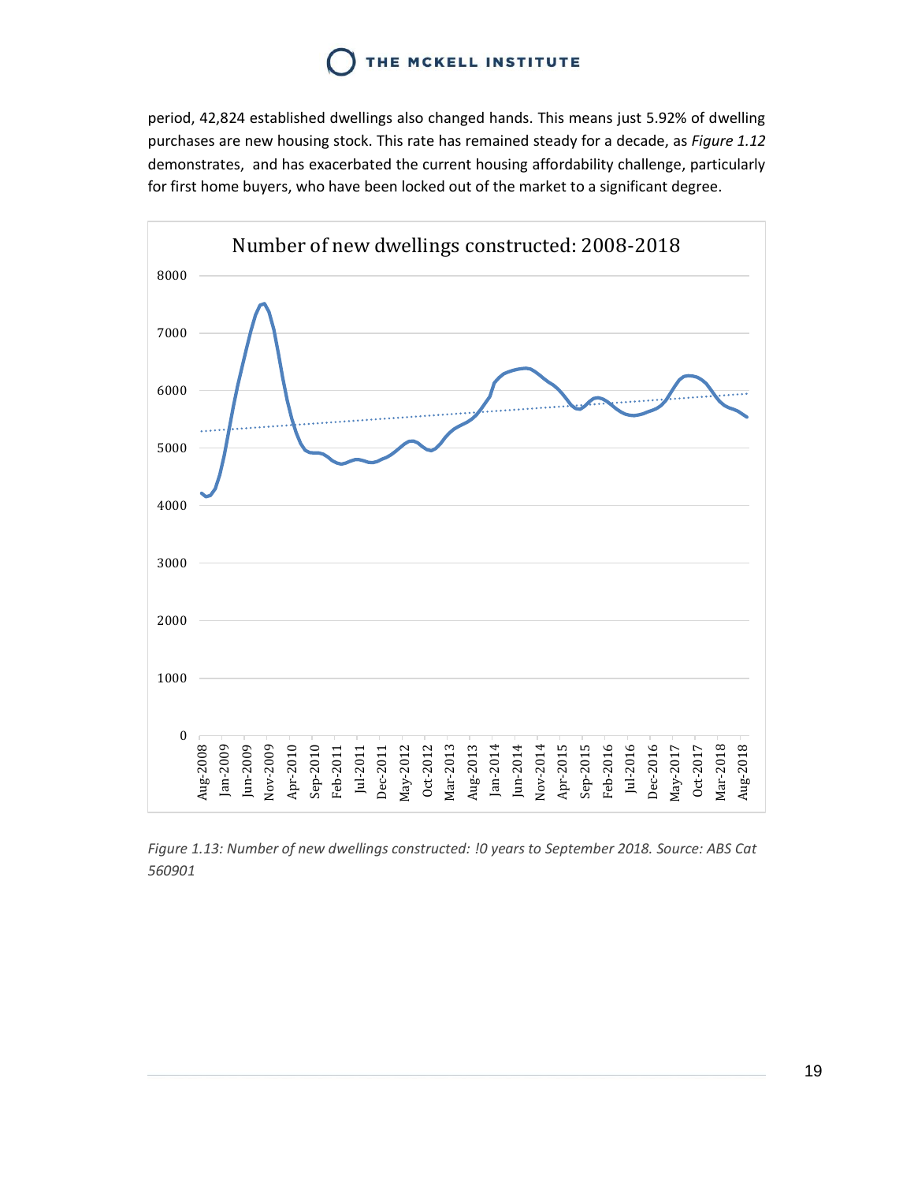period, 42,824 established dwellings also changed hands. This means just 5.92% of dwelling purchases are new housing stock. This rate has remained steady for a decade, as *Figure 1.12* demonstrates, and has exacerbated the current housing affordability challenge, particularly for first home buyers, who have been locked out of the market to a significant degree.

*Figure 1.13: Number of new dwellings constructed: !0 years to September 2018. Source: ABS Cat 560901*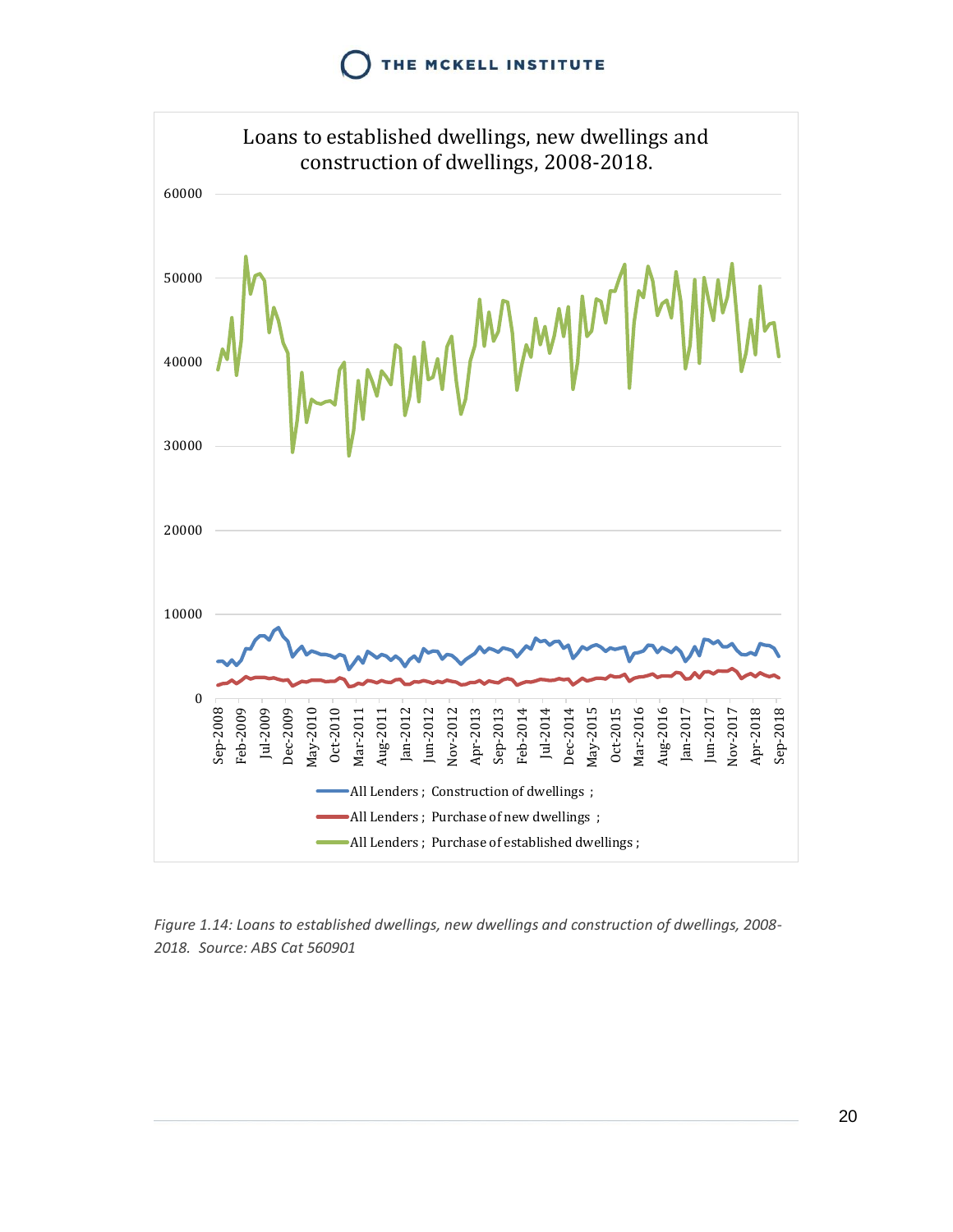*Figure 1.14: Loans to established dwellings, new dwellings and construction of dwellings, 2008-2018. Source: ABS Cat 560901*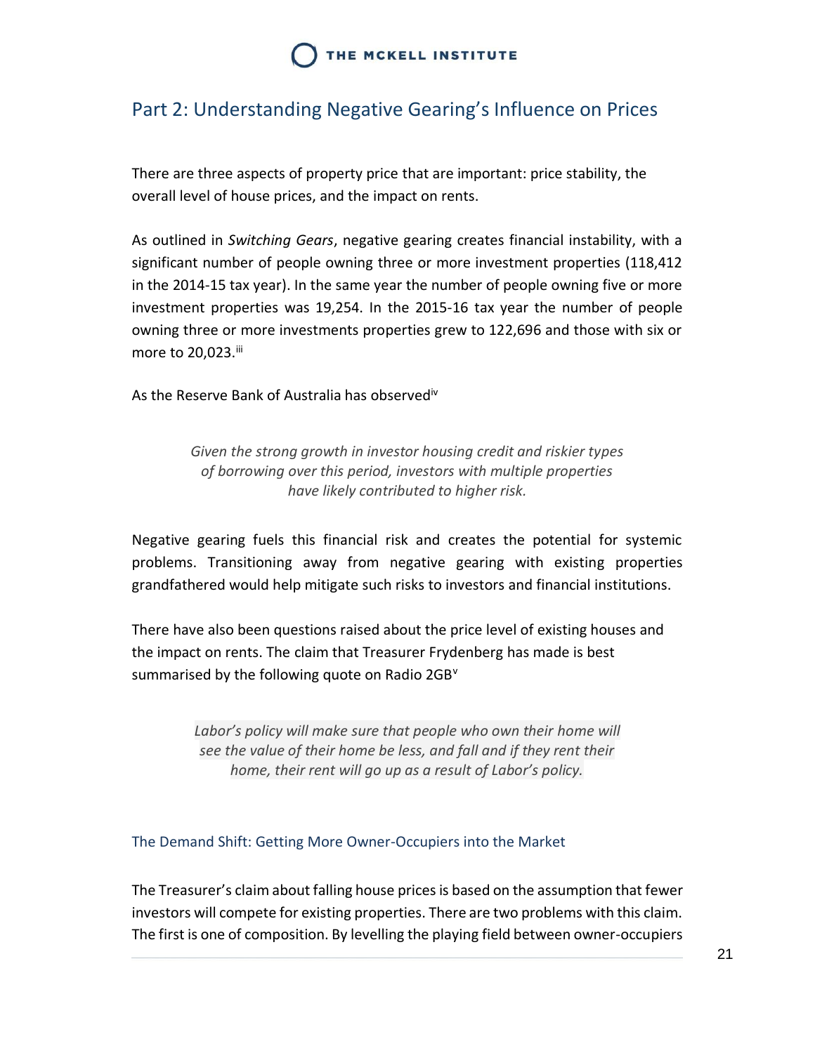## Part 2: Understanding Negative Gearing's Influence on Prices

There are three aspects of property price that are important: price stability, the overall level of house prices, and the impact on rents.

As outlined in *Switching Gears*, negative gearing creates financial instability, with a significant number of people owning three or more investment properties (118,412 in the 2014-15 tax year). In the same year the number of people owning five or more investment properties was 19,254. In the 2015-16 tax year the number of people owning three or more investments properties grew to 122,696 and those with six or more to 20,023.[iii]

As the Reserve Bank of Australia has observed[iv]

> *Given the strong growth in investor housing credit and riskier types of borrowing over this period, investors with multiple properties have likely contributed to higher risk.*

Negative gearing fuels this financial risk and creates the potential for systemic problems. Transitioning away from negative gearing with existing properties grandfathered would help mitigate such risks to investors and financial institutions.

There have also been questions raised about the price level of existing houses and the impact on rents. The claim that Treasurer Frydenberg has made is best summarised by the following quote on Radio 2GB[v]

> *Labor's policy will make sure that people who own their home will see the value of their home be less, and fall and if they rent their home, their rent will go up as a result of Labor's policy.*

### The Demand Shift: Getting More Owner-Occupiers into the Market

The Treasurer's claim about falling house prices is based on the assumption that fewer investors will compete for existing properties. There are two problems with this claim. The first is one of composition. By levelling the playing field between owner-occupiers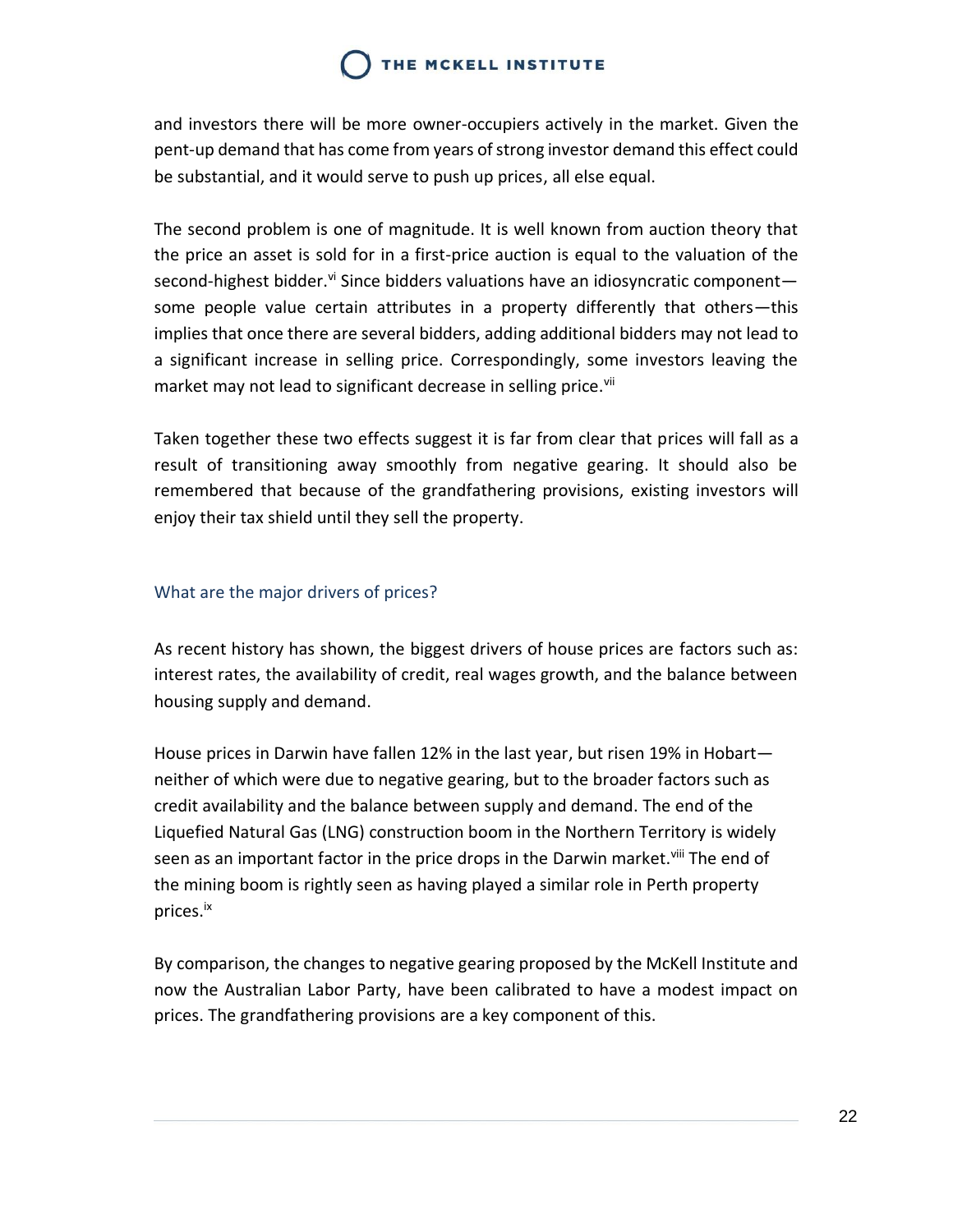and investors there will be more owner-occupiers actively in the market. Given the pent-up demand that has come from years of strong investor demand this effect could be substantial, and it would serve to push up prices, all else equal.

The second problem is one of magnitude. It is well known from auction theory that the price an asset is sold for in a first-price auction is equal to the valuation of the second-highest bidder.[vi] Since bidders valuations have an idiosyncratic component—some people value certain attributes in a property differently that others—this implies that once there are several bidders, adding additional bidders may not lead to a significant increase in selling price. Correspondingly, some investors leaving the market may not lead to significant decrease in selling price.[vii]

Taken together these two effects suggest it is far from clear that prices will fall as a result of transitioning away smoothly from negative gearing. It should also be remembered that because of the grandfathering provisions, existing investors will enjoy their tax shield until they sell the property.

## What are the major drivers of prices?

As recent history has shown, the biggest drivers of house prices are factors such as: interest rates, the availability of credit, real wages growth, and the balance between housing supply and demand.

House prices in Darwin have fallen 12% in the last year, but risen 19% in Hobart—neither of which were due to negative gearing, but to the broader factors such as credit availability and the balance between supply and demand. The end of the Liquefied Natural Gas (LNG) construction boom in the Northern Territory is widely seen as an important factor in the price drops in the Darwin market.[viii] The end of the mining boom is rightly seen as having played a similar role in Perth property prices.[ix]

By comparison, the changes to negative gearing proposed by the McKell Institute and now the Australian Labor Party, have been calibrated to have a modest impact on prices. The grandfathering provisions are a key component of this.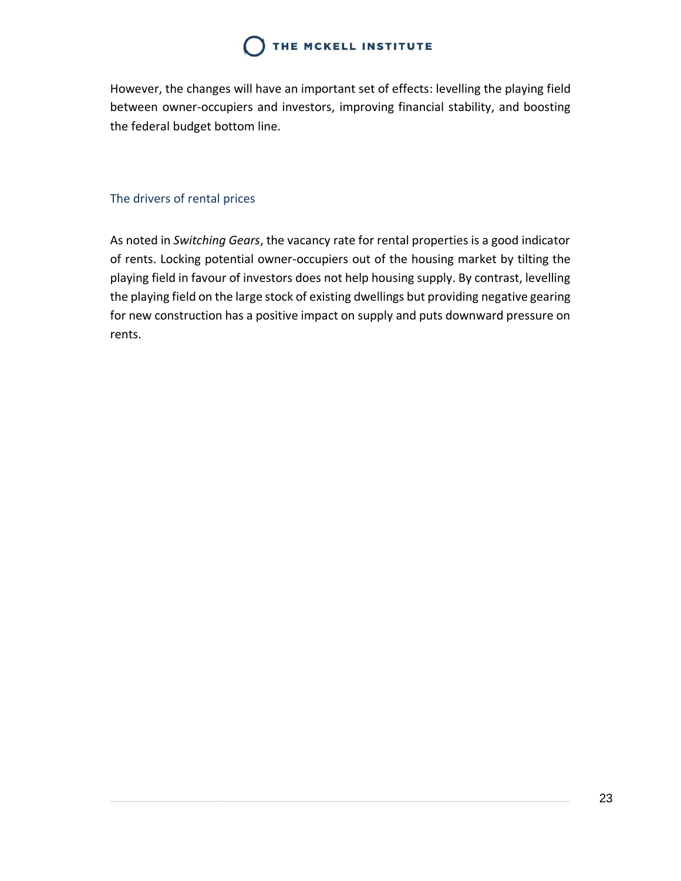However, the changes will have an important set of effects: levelling the playing field between owner-occupiers and investors, improving financial stability, and boosting the federal budget bottom line.

### The drivers of rental prices

As noted in *Switching Gears*, the vacancy rate for rental properties is a good indicator of rents. Locking potential owner-occupiers out of the housing market by tilting the playing field in favour of investors does not help housing supply. By contrast, levelling the playing field on the large stock of existing dwellings but providing negative gearing for new construction has a positive impact on supply and puts downward pressure on rents.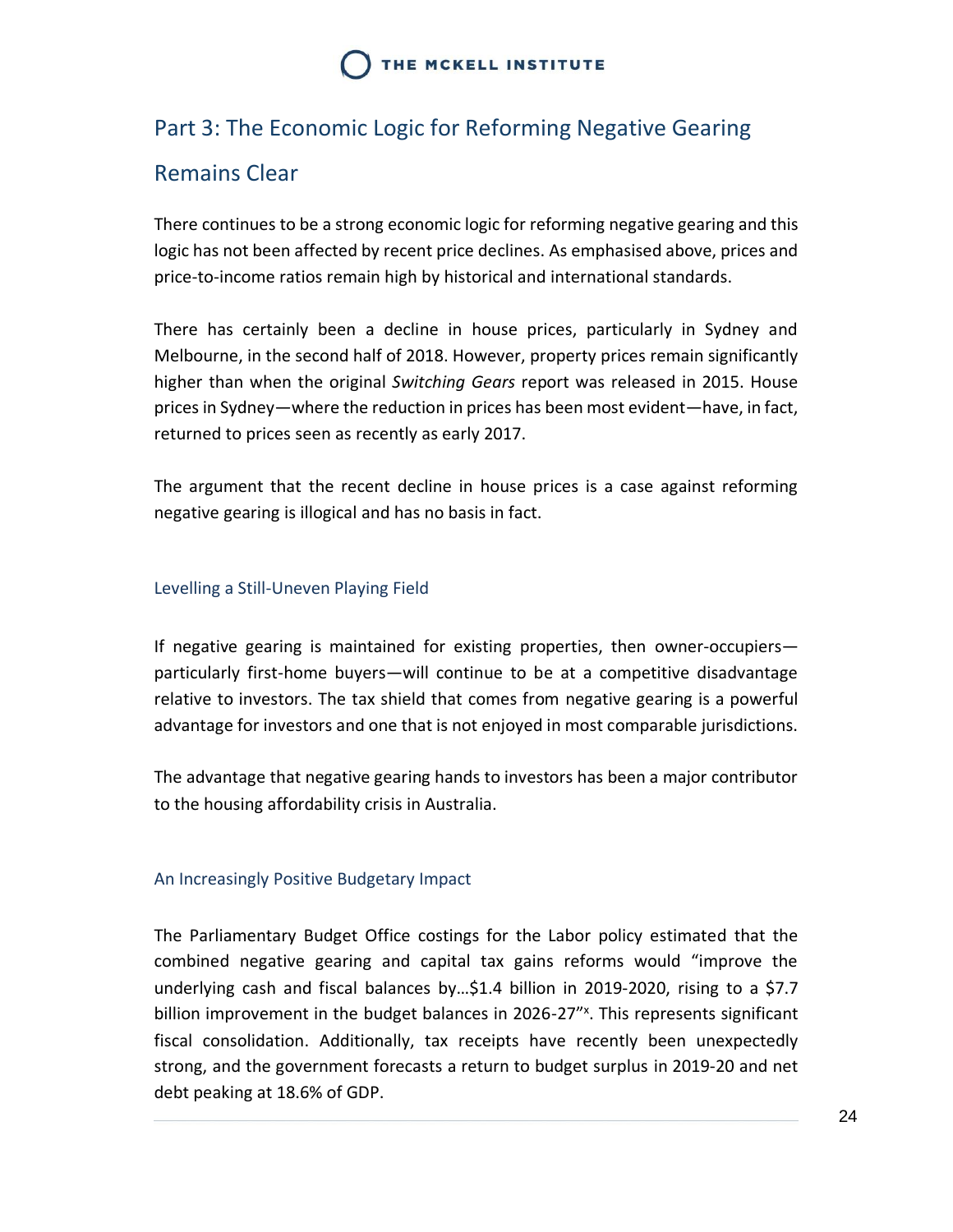## Part 3: The Economic Logic for Reforming Negative Gearing Remains Clear

There continues to be a strong economic logic for reforming negative gearing and this logic has not been affected by recent price declines. As emphasised above, prices and price-to-income ratios remain high by historical and international standards.

There has certainly been a decline in house prices, particularly in Sydney and Melbourne, in the second half of 2018. However, property prices remain significantly higher than when the original *Switching Gears* report was released in 2015. House prices in Sydney—where the reduction in prices has been most evident—have, in fact, returned to prices seen as recently as early 2017.

The argument that the recent decline in house prices is a case against reforming negative gearing is illogical and has no basis in fact.

### Levelling a Still-Uneven Playing Field

If negative gearing is maintained for existing properties, then owner-occupiers—particularly first-home buyers—will continue to be at a competitive disadvantage relative to investors. The tax shield that comes from negative gearing is a powerful advantage for investors and one that is not enjoyed in most comparable jurisdictions.

The advantage that negative gearing hands to investors has been a major contributor to the housing affordability crisis in Australia.

### An Increasingly Positive Budgetary Impact

The Parliamentary Budget Office costings for the Labor policy estimated that the combined negative gearing and capital tax gains reforms would "improve the underlying cash and fiscal balances by…$1.4 billion in 2019-2020, rising to a $7.7 billion improvement in the budget balances in 2026-27"[x]. This represents significant fiscal consolidation. Additionally, tax receipts have recently been unexpectedly strong, and the government forecasts a return to budget surplus in 2019-20 and net debt peaking at 18.6% of GDP.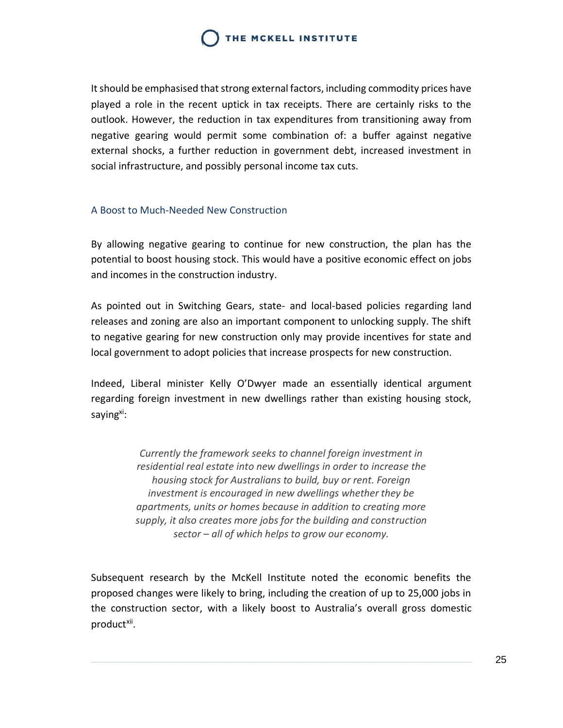It should be emphasised that strong external factors, including commodity prices have played a role in the recent uptick in tax receipts. There are certainly risks to the outlook. However, the reduction in tax expenditures from transitioning away from negative gearing would permit some combination of: a buffer against negative external shocks, a further reduction in government debt, increased investment in social infrastructure, and possibly personal income tax cuts.

### A Boost to Much-Needed New Construction

By allowing negative gearing to continue for new construction, the plan has the potential to boost housing stock. This would have a positive economic effect on jobs and incomes in the construction industry.

As pointed out in Switching Gears, state- and local-based policies regarding land releases and zoning are also an important component to unlocking supply. The shift to negative gearing for new construction only may provide incentives for state and local government to adopt policies that increase prospects for new construction.

Indeed, Liberal minister Kelly O'Dwyer made an essentially identical argument regarding foreign investment in new dwellings rather than existing housing stock, saying[xi]:

> *Currently the framework seeks to channel foreign investment in residential real estate into new dwellings in order to increase the housing stock for Australians to build, buy or rent. Foreign investment is encouraged in new dwellings whether they be apartments, units or homes because in addition to creating more supply, it also creates more jobs for the building and construction sector – all of which helps to grow our economy.*

Subsequent research by the McKell Institute noted the economic benefits the proposed changes were likely to bring, including the creation of up to 25,000 jobs in the construction sector, with a likely boost to Australia's overall gross domestic product[xii].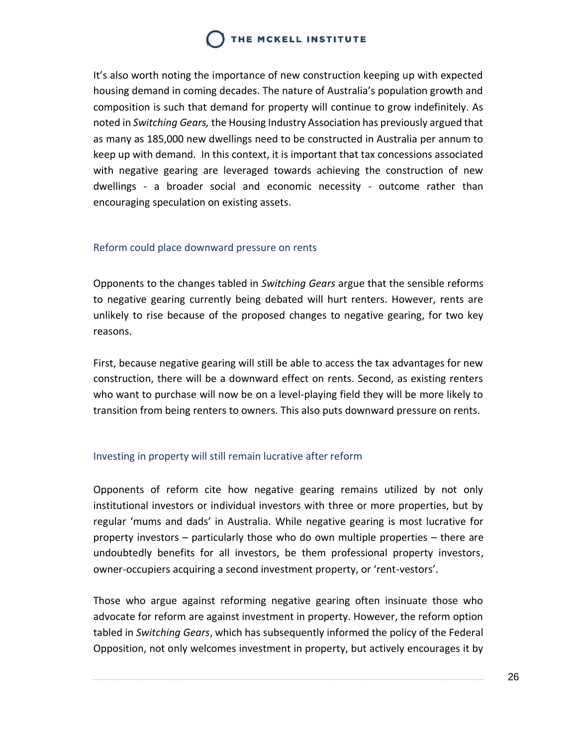It's also worth noting the importance of new construction keeping up with expected housing demand in coming decades. The nature of Australia's population growth and composition is such that demand for property will continue to grow indefinitely. As noted in *Switching Gears,* the Housing Industry Association has previously argued that as many as 185,000 new dwellings need to be constructed in Australia per annum to keep up with demand. In this context, it is important that tax concessions associated with negative gearing are leveraged towards achieving the construction of new dwellings - a broader social and economic necessity - outcome rather than encouraging speculation on existing assets.

## Reform could place downward pressure on rents

Opponents to the changes tabled in *Switching Gears* argue that the sensible reforms to negative gearing currently being debated will hurt renters. However, rents are unlikely to rise because of the proposed changes to negative gearing, for two key reasons.

First, because negative gearing will still be able to access the tax advantages for new construction, there will be a downward effect on rents. Second, as existing renters who want to purchase will now be on a level-playing field they will be more likely to transition from being renters to owners. This also puts downward pressure on rents.

## Investing in property will still remain lucrative after reform

Opponents of reform cite how negative gearing remains utilized by not only institutional investors or individual investors with three or more properties, but by regular 'mums and dads' in Australia. While negative gearing is most lucrative for property investors – particularly those who do own multiple properties – there are undoubtedly benefits for all investors, be them professional property investors, owner-occupiers acquiring a second investment property, or 'rent-vestors'.

Those who argue against reforming negative gearing often insinuate those who advocate for reform are against investment in property. However, the reform option tabled in *Switching Gears*, which has subsequently informed the policy of the Federal Opposition, not only welcomes investment in property, but actively encourages it by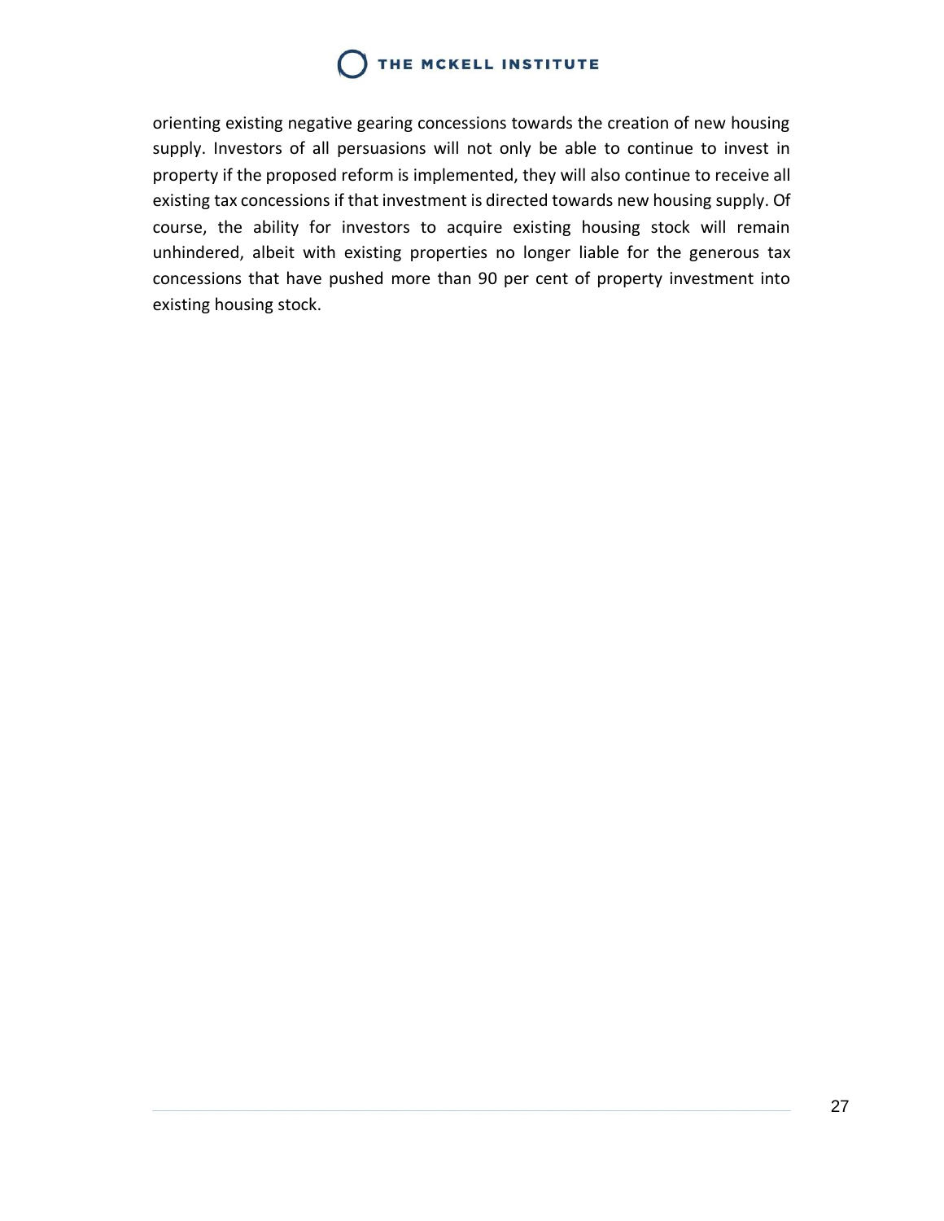orienting existing negative gearing concessions towards the creation of new housing supply. Investors of all persuasions will not only be able to continue to invest in property if the proposed reform is implemented, they will also continue to receive all existing tax concessions if that investment is directed towards new housing supply. Of course, the ability for investors to acquire existing housing stock will remain unhindered, albeit with existing properties no longer liable for the generous tax concessions that have pushed more than 90 per cent of property investment into existing housing stock.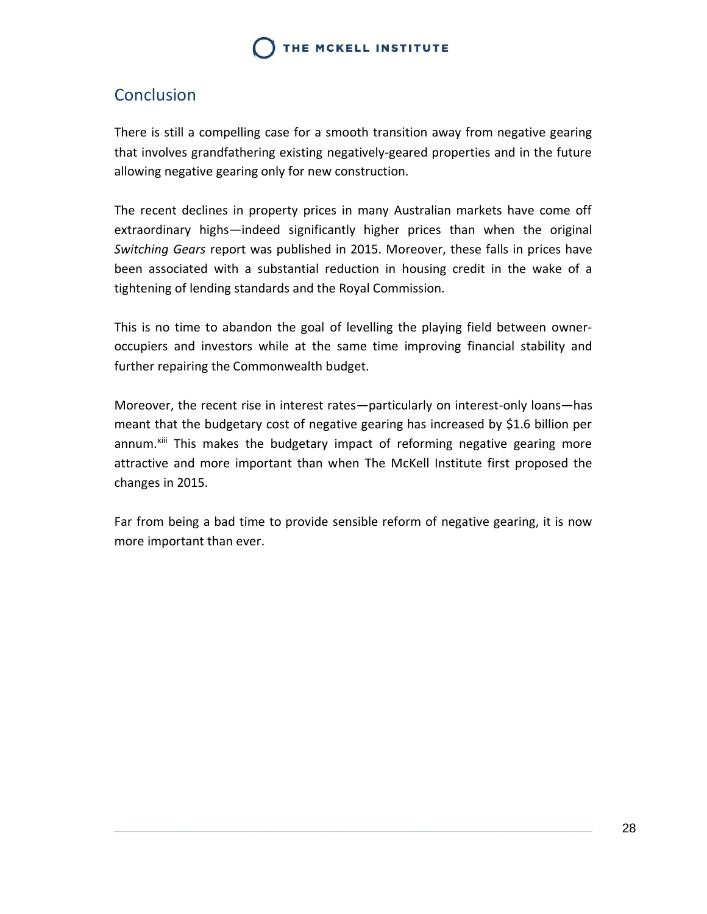## Conclusion

There is still a compelling case for a smooth transition away from negative gearing that involves grandfathering existing negatively-geared properties and in the future allowing negative gearing only for new construction.

The recent declines in property prices in many Australian markets have come off extraordinary highs—indeed significantly higher prices than when the original *Switching Gears* report was published in 2015. Moreover, these falls in prices have been associated with a substantial reduction in housing credit in the wake of a tightening of lending standards and the Royal Commission.

This is no time to abandon the goal of levelling the playing field between owner-occupiers and investors while at the same time improving financial stability and further repairing the Commonwealth budget.

Moreover, the recent rise in interest rates—particularly on interest-only loans—has meant that the budgetary cost of negative gearing has increased by $1.6 billion per annum.[xiii] This makes the budgetary impact of reforming negative gearing more attractive and more important than when The McKell Institute first proposed the changes in 2015.

Far from being a bad time to provide sensible reform of negative gearing, it is now more important than ever.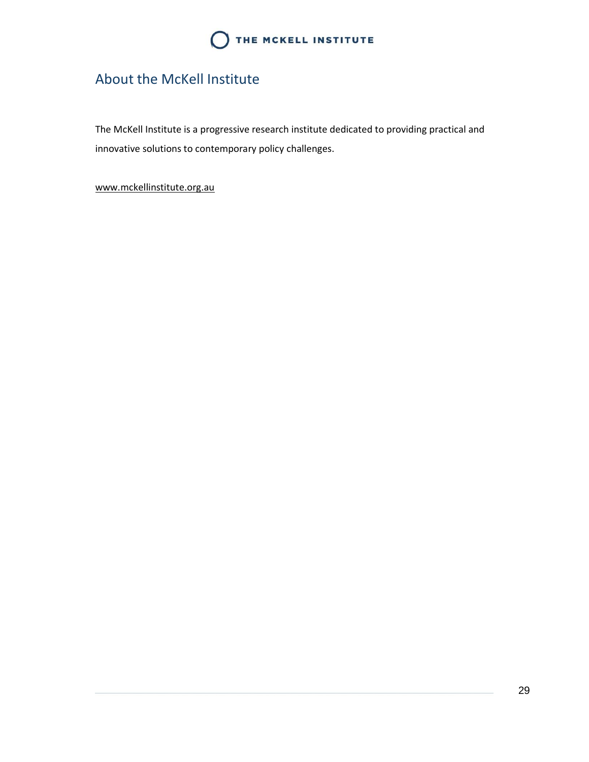## About the McKell Institute

The McKell Institute is a progressive research institute dedicated to providing practical and innovative solutions to contemporary policy challenges.

www.mckellinstitute.org.au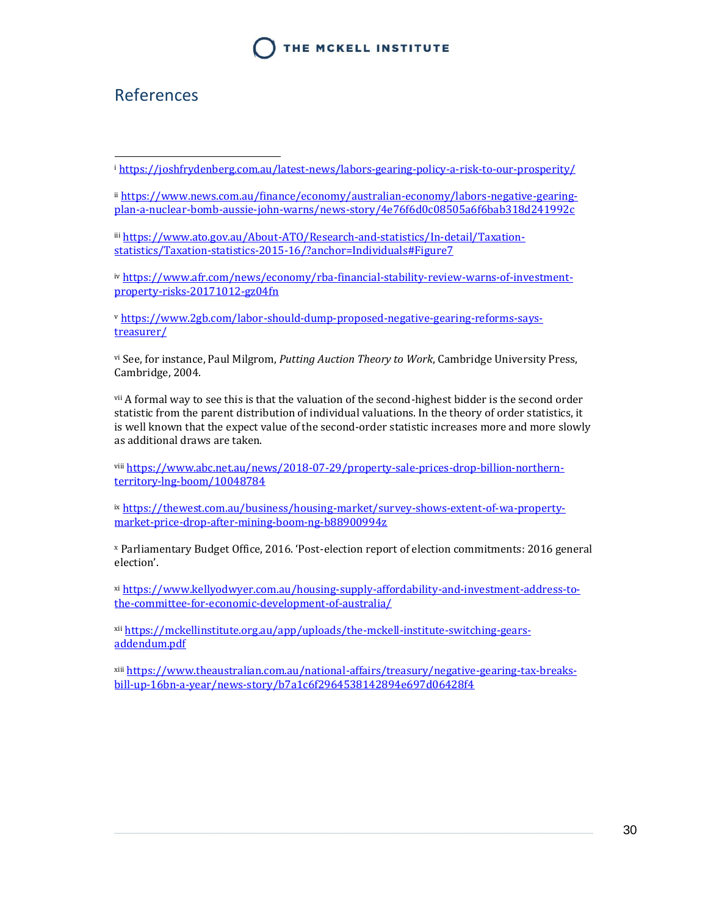## References

[i] https://joshfrydenberg.com.au/latest-news/labors-gearing-policy-a-risk-to-our-prosperity/

[ii] https://www.news.com.au/finance/economy/australian-economy/labors-negative-gearing-plan-a-nuclear-bomb-aussie-john-warns/news-story/4e76f6d0c08505a6f6bab318d241992c

[iii] https://www.ato.gov.au/About-ATO/Research-and-statistics/In-detail/Taxation-statistics/Taxation-statistics-2015-16/?anchor=Individuals#Figure7

[iv] https://www.afr.com/news/economy/rba-financial-stability-review-warns-of-investment-property-risks-20171012-gz04fn

[v] https://www.2gb.com/labor-should-dump-proposed-negative-gearing-reforms-says-treasurer/

[vi] See, for instance, Paul Milgrom, *Putting Auction Theory to Work*, Cambridge University Press, Cambridge, 2004.

[vii] A formal way to see this is that the valuation of the second-highest bidder is the second order statistic from the parent distribution of individual valuations. In the theory of order statistics, it is well known that the expect value of the second-order statistic increases more and more slowly as additional draws are taken.

[viii] https://www.abc.net.au/news/2018-07-29/property-sale-prices-drop-billion-northern-territory-lng-boom/10048784

[ix] https://thewest.com.au/business/housing-market/survey-shows-extent-of-wa-property-market-price-drop-after-mining-boom-ng-b88900994z

[x] Parliamentary Budget Office, 2016. 'Post-election report of election commitments: 2016 general election'.

[xi] https://www.kellyodwyer.com.au/housing-supply-affordability-and-investment-address-to-the-committee-for-economic-development-of-australia/

[xii] https://mckellinstitute.org.au/app/uploads/the-mckell-institute-switching-gears-addendum.pdf

[xiii] https://www.theaustralian.com.au/national-affairs/treasury/negative-gearing-tax-breaks-bill-up-16bn-a-year/news-story/b7a1c6f2964538142894e697d06428f4